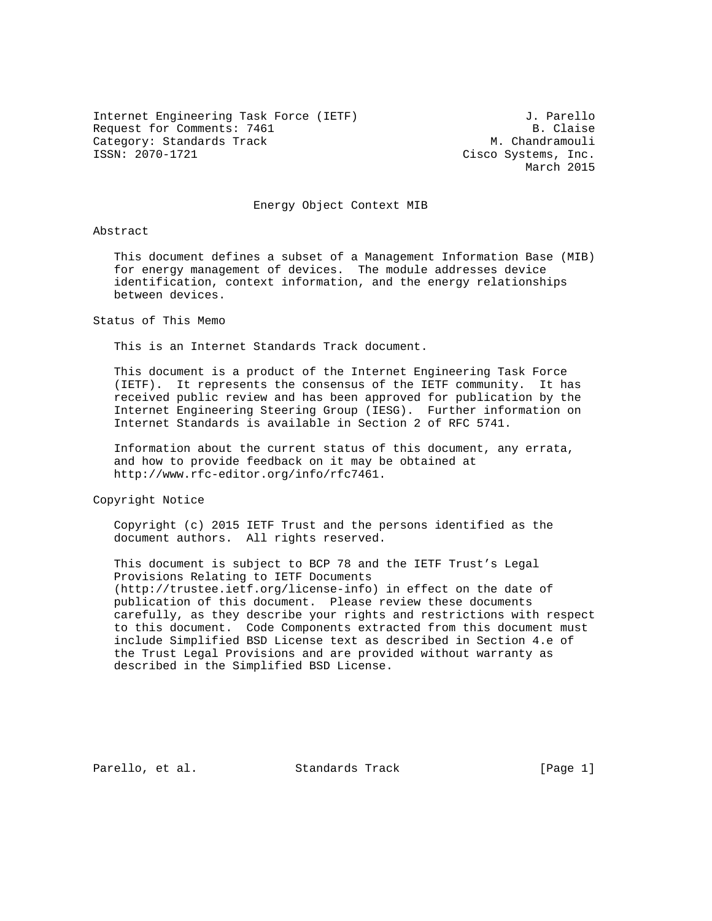Internet Engineering Task Force (IETF) J. Parello
Request for Comments: 7461 B. Claise
Category: Standards Track M. Chandramouli
ISSN: 2070-1721 Cisco Systems, Inc.
March 2015

# Energy Object Context MIB

## Abstract

This document defines a subset of a Management Information Base (MIB) for energy management of devices. The module addresses device identification, context information, and the energy relationships between devices.

## Status of This Memo

This is an Internet Standards Track document.

This document is a product of the Internet Engineering Task Force (IETF). It represents the consensus of the IETF community. It has received public review and has been approved for publication by the Internet Engineering Steering Group (IESG). Further information on Internet Standards is available in Section 2 of RFC 5741.

Information about the current status of this document, any errata, and how to provide feedback on it may be obtained at http://www.rfc-editor.org/info/rfc7461.

## Copyright Notice

Copyright (c) 2015 IETF Trust and the persons identified as the document authors. All rights reserved.

This document is subject to BCP 78 and the IETF Trust's Legal Provisions Relating to IETF Documents (http://trustee.ietf.org/license-info) in effect on the date of publication of this document. Please review these documents carefully, as they describe your rights and restrictions with respect to this document. Code Components extracted from this document must include Simplified BSD License text as described in Section 4.e of the Trust Legal Provisions and are provided without warranty as described in the Simplified BSD License.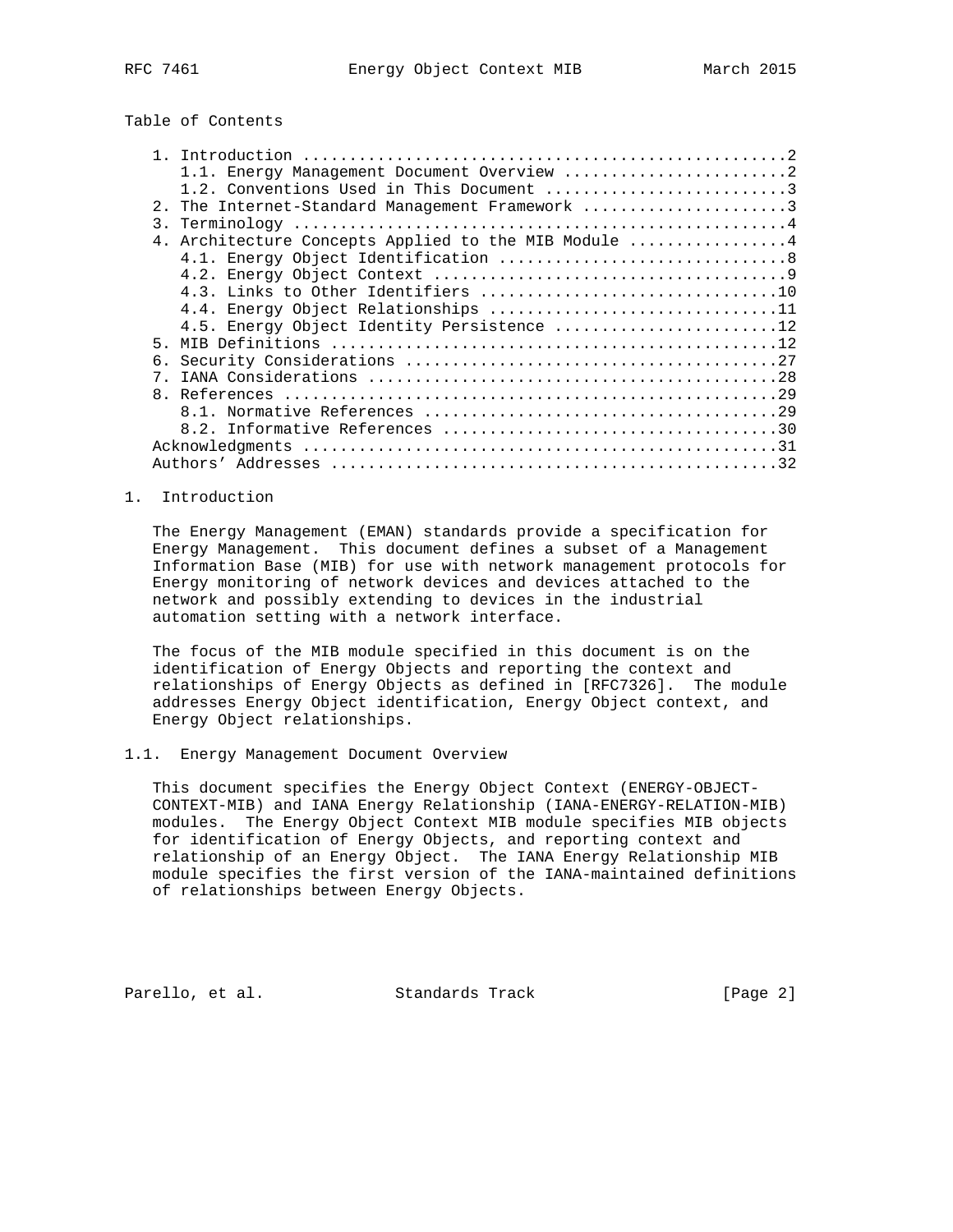## Table of Contents

```
   1. Introduction ....................................................2
      1.1. Energy Management Document Overview ........................2
      1.2. Conventions Used in This Document ..........................3
   2. The Internet-Standard Management Framework ......................3
   3. Terminology .....................................................4
   4. Architecture Concepts Applied to the MIB Module .................4
      4.1. Energy Object Identification ...............................8
      4.2. Energy Object Context ......................................9
      4.3. Links to Other Identifiers ................................10
      4.4. Energy Object Relationships ...............................11
      4.5. Energy Object Identity Persistence ........................12
   5. MIB Definitions ................................................12
   6. Security Considerations ........................................27
   7. IANA Considerations ............................................28
   8. References .....................................................29
      8.1. Normative References ......................................29
      8.2. Informative References ....................................30
   Acknowledgments ...................................................31
   Authors' Addresses ................................................32
```

## 1. Introduction

The Energy Management (EMAN) standards provide a specification for Energy Management. This document defines a subset of a Management Information Base (MIB) for use with network management protocols for Energy monitoring of network devices and devices attached to the network and possibly extending to devices in the industrial automation setting with a network interface.

The focus of the MIB module specified in this document is on the identification of Energy Objects and reporting the context and relationships of Energy Objects as defined in [RFC7326]. The module addresses Energy Object identification, Energy Object context, and Energy Object relationships.

### 1.1. Energy Management Document Overview

This document specifies the Energy Object Context (ENERGY-OBJECT-CONTEXT-MIB) and IANA Energy Relationship (IANA-ENERGY-RELATION-MIB) modules. The Energy Object Context MIB module specifies MIB objects for identification of Energy Objects, and reporting context and relationship of an Energy Object. The IANA Energy Relationship MIB module specifies the first version of the IANA-maintained definitions of relationships between Energy Objects.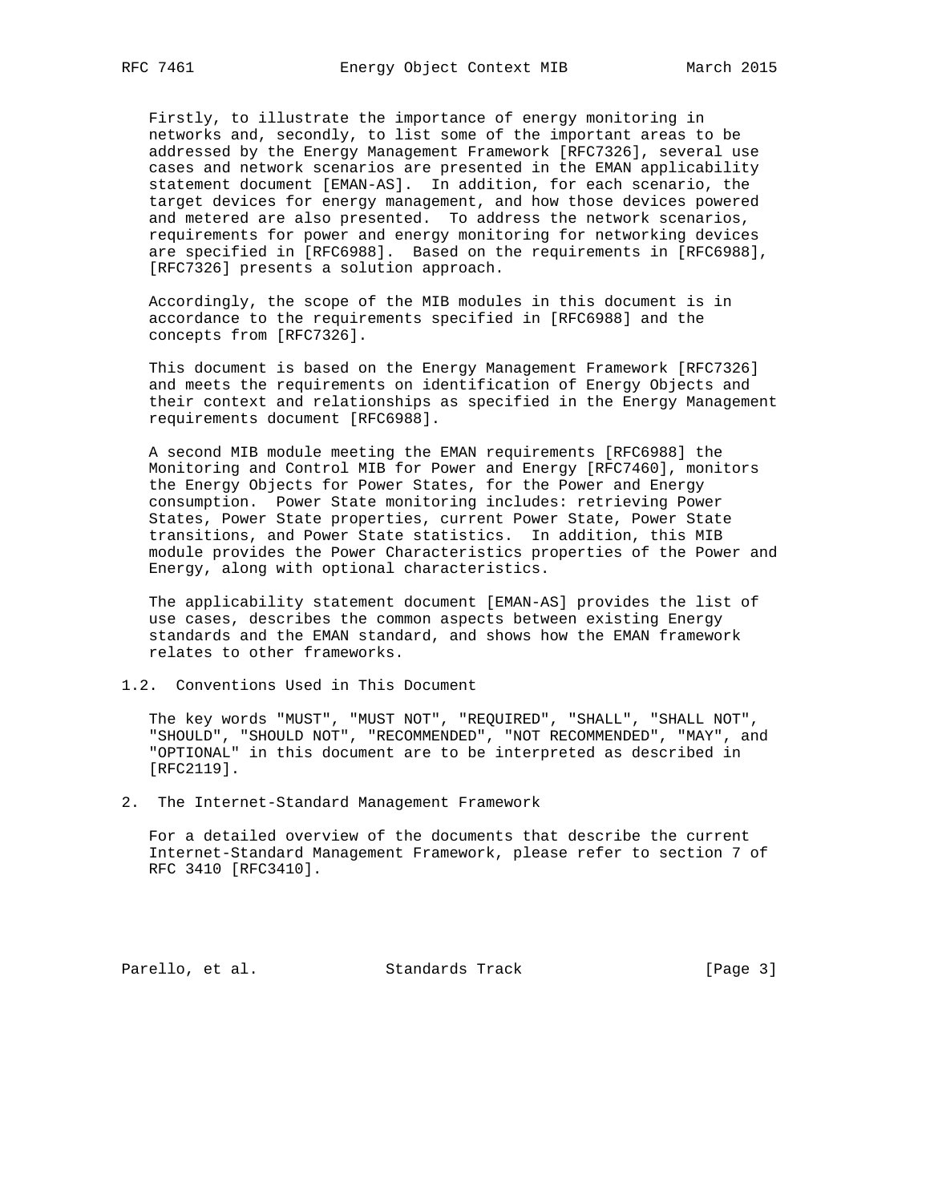Firstly, to illustrate the importance of energy monitoring in networks and, secondly, to list some of the important areas to be addressed by the Energy Management Framework [RFC7326], several use cases and network scenarios are presented in the EMAN applicability statement document [EMAN-AS]. In addition, for each scenario, the target devices for energy management, and how those devices powered and metered are also presented. To address the network scenarios, requirements for power and energy monitoring for networking devices are specified in [RFC6988]. Based on the requirements in [RFC6988], [RFC7326] presents a solution approach.

Accordingly, the scope of the MIB modules in this document is in accordance to the requirements specified in [RFC6988] and the concepts from [RFC7326].

This document is based on the Energy Management Framework [RFC7326] and meets the requirements on identification of Energy Objects and their context and relationships as specified in the Energy Management requirements document [RFC6988].

A second MIB module meeting the EMAN requirements [RFC6988] the Monitoring and Control MIB for Power and Energy [RFC7460], monitors the Energy Objects for Power States, for the Power and Energy consumption. Power State monitoring includes: retrieving Power States, Power State properties, current Power State, Power State transitions, and Power State statistics. In addition, this MIB module provides the Power Characteristics properties of the Power and Energy, along with optional characteristics.

The applicability statement document [EMAN-AS] provides the list of use cases, describes the common aspects between existing Energy standards and the EMAN standard, and shows how the EMAN framework relates to other frameworks.

### 1.2. Conventions Used in This Document

The key words "MUST", "MUST NOT", "REQUIRED", "SHALL", "SHALL NOT", "SHOULD", "SHOULD NOT", "RECOMMENDED", "NOT RECOMMENDED", "MAY", and "OPTIONAL" in this document are to be interpreted as described in [RFC2119].

## 2. The Internet-Standard Management Framework

For a detailed overview of the documents that describe the current Internet-Standard Management Framework, please refer to section 7 of RFC 3410 [RFC3410].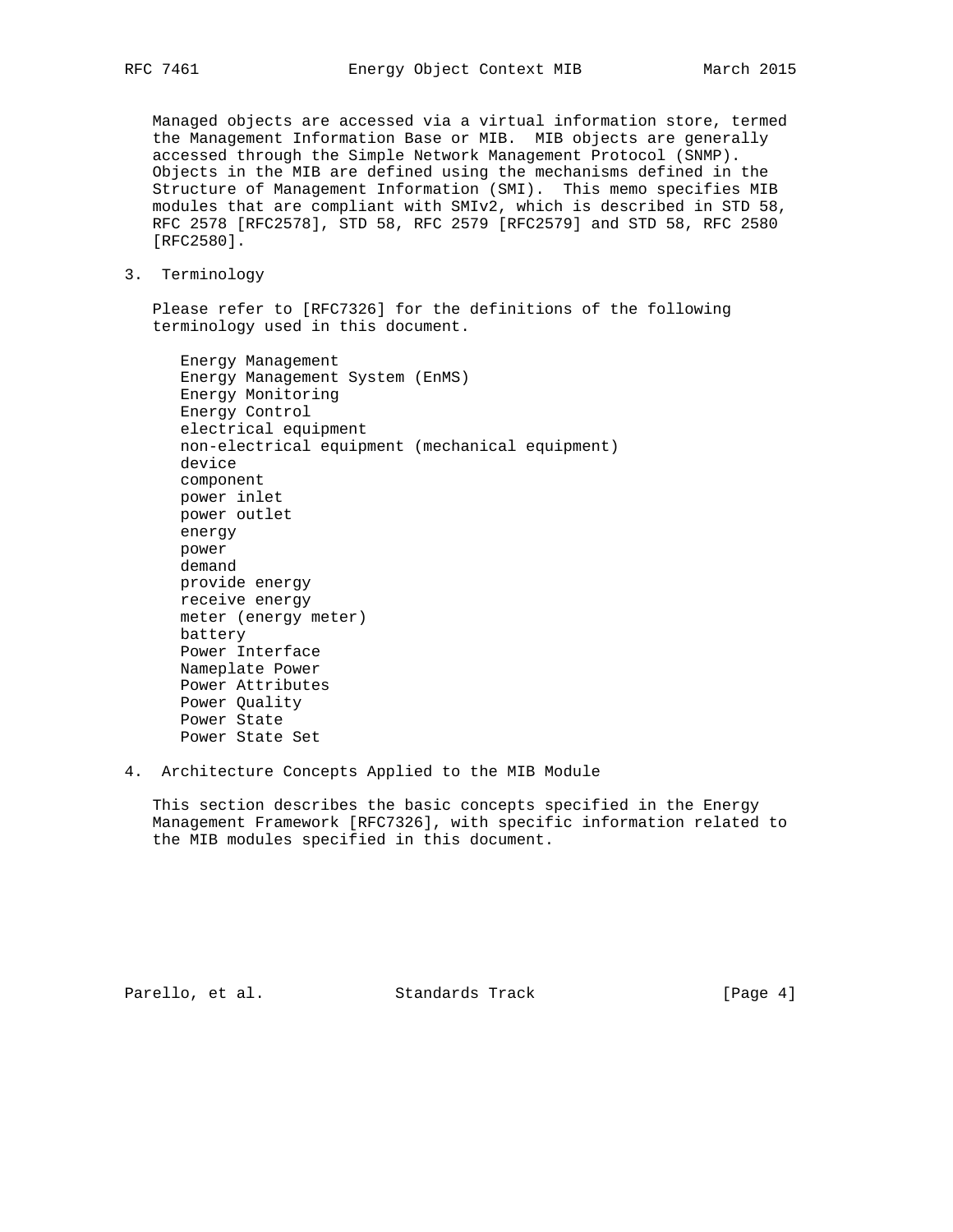Managed objects are accessed via a virtual information store, termed the Management Information Base or MIB. MIB objects are generally accessed through the Simple Network Management Protocol (SNMP). Objects in the MIB are defined using the mechanisms defined in the Structure of Management Information (SMI). This memo specifies MIB modules that are compliant with SMIv2, which is described in STD 58, RFC 2578 [RFC2578], STD 58, RFC 2579 [RFC2579] and STD 58, RFC 2580 [RFC2580].

## 3. Terminology

Please refer to [RFC7326] for the definitions of the following terminology used in this document.

- Energy Management
- Energy Management System (EnMS)
- Energy Monitoring
- Energy Control
- electrical equipment
- non-electrical equipment (mechanical equipment)
- device
- component
- power inlet
- power outlet
- energy
- power
- demand
- provide energy
- receive energy
- meter (energy meter)
- battery
- Power Interface
- Nameplate Power
- Power Attributes
- Power Quality
- Power State
- Power State Set

## 4. Architecture Concepts Applied to the MIB Module

This section describes the basic concepts specified in the Energy Management Framework [RFC7326], with specific information related to the MIB modules specified in this document.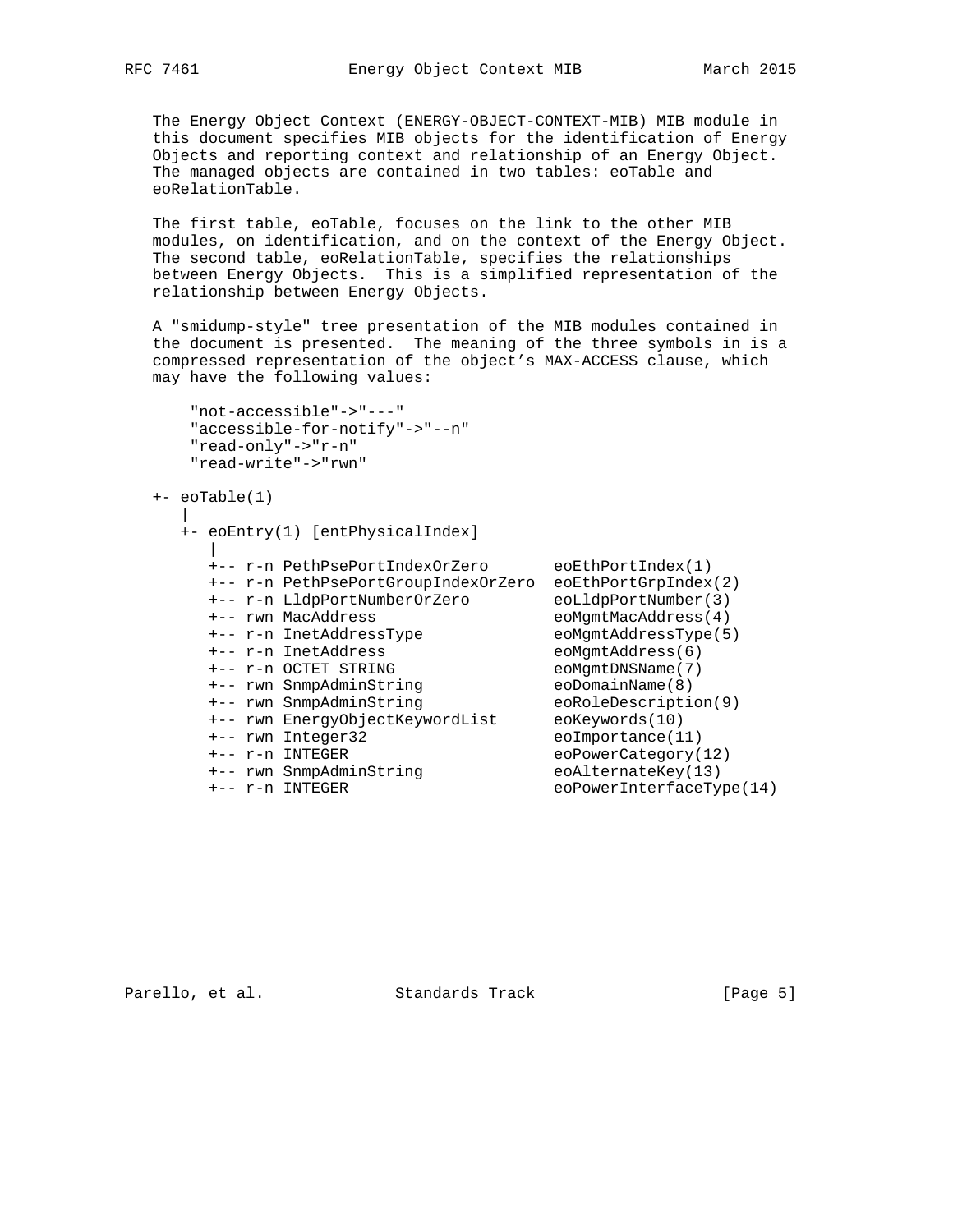The Energy Object Context (ENERGY-OBJECT-CONTEXT-MIB) MIB module in this document specifies MIB objects for the identification of Energy Objects and reporting context and relationship of an Energy Object. The managed objects are contained in two tables: eoTable and eoRelationTable.

The first table, eoTable, focuses on the link to the other MIB modules, on identification, and on the context of the Energy Object. The second table, eoRelationTable, specifies the relationships between Energy Objects. This is a simplified representation of the relationship between Energy Objects.

A "smidump-style" tree presentation of the MIB modules contained in the document is presented. The meaning of the three symbols in is a compressed representation of the object’s MAX-ACCESS clause, which may have the following values:

```
"not-accessible"->"---"
"accessible-for-notify"->"--n"
"read-only"->"r-n"
"read-write"->"rwn"
```

```
+- eoTable(1)
   |
   +- eoEntry(1) [entPhysicalIndex]
      |
      +-- r-n PethPsePortIndexOrZero       eoEthPortIndex(1)
      +-- r-n PethPsePortGroupIndexOrZero  eoEthPortGrpIndex(2)
      +-- r-n LldpPortNumberOrZero         eoLldpPortNumber(3)
      +-- rwn MacAddress                   eoMgmtMacAddress(4)
      +-- r-n InetAddressType              eoMgmtAddressType(5)
      +-- r-n InetAddress                  eoMgmtAddress(6)
      +-- r-n OCTET STRING                 eoMgmtDNSName(7)
      +-- rwn SnmpAdminString              eoDomainName(8)
      +-- rwn SnmpAdminString              eoRoleDescription(9)
      +-- rwn EnergyObjectKeywordList      eoKeywords(10)
      +-- rwn Integer32                    eoImportance(11)
      +-- r-n INTEGER                      eoPowerCategory(12)
      +-- rwn SnmpAdminString              eoAlternateKey(13)
      +-- r-n INTEGER                      eoPowerInterfaceType(14)
```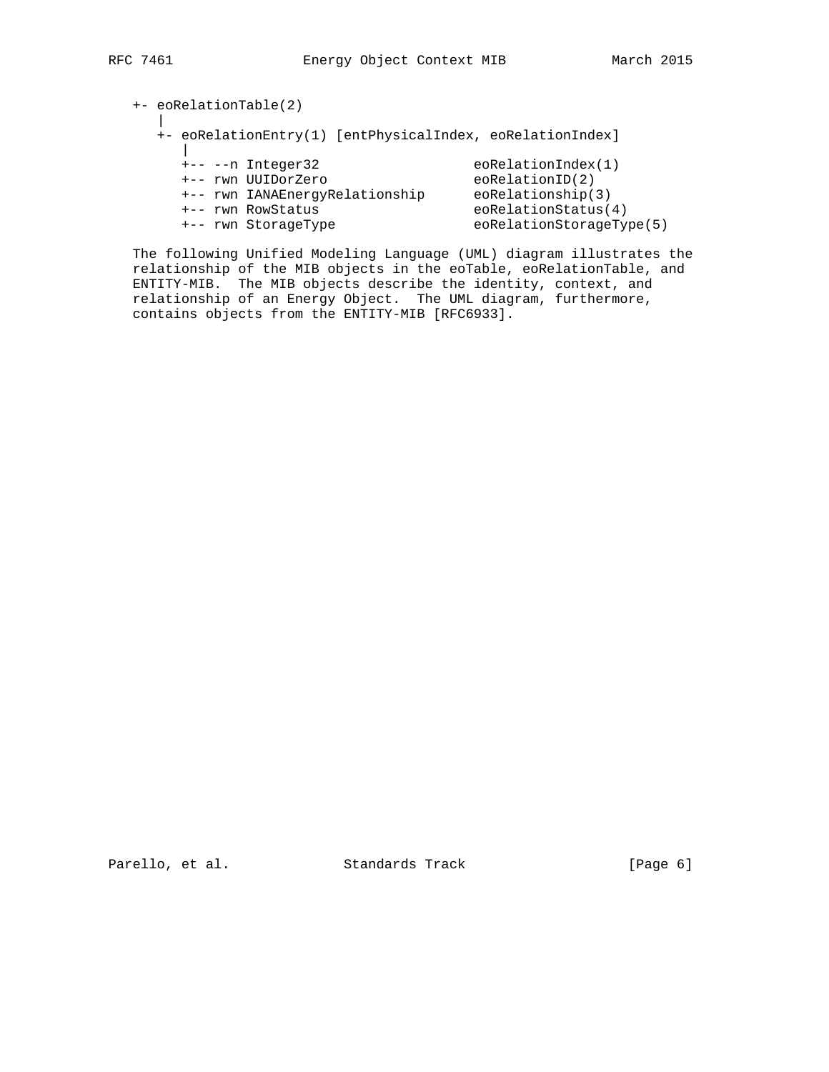```
+- eoRelationTable(2)
   |
   +- eoRelationEntry(1) [entPhysicalIndex, eoRelationIndex]
      |
      +-- --n Integer32                  eoRelationIndex(1)
      +-- rwn UUIDorZero                 eoRelationID(2)
      +-- rwn IANAEnergyRelationship     eoRelationship(3)
      +-- rwn RowStatus                  eoRelationStatus(4)
      +-- rwn StorageType                eoRelationStorageType(5)
```

The following Unified Modeling Language (UML) diagram illustrates the relationship of the MIB objects in the eoTable, eoRelationTable, and ENTITY-MIB. The MIB objects describe the identity, context, and relationship of an Energy Object. The UML diagram, furthermore, contains objects from the ENTITY-MIB [RFC6933].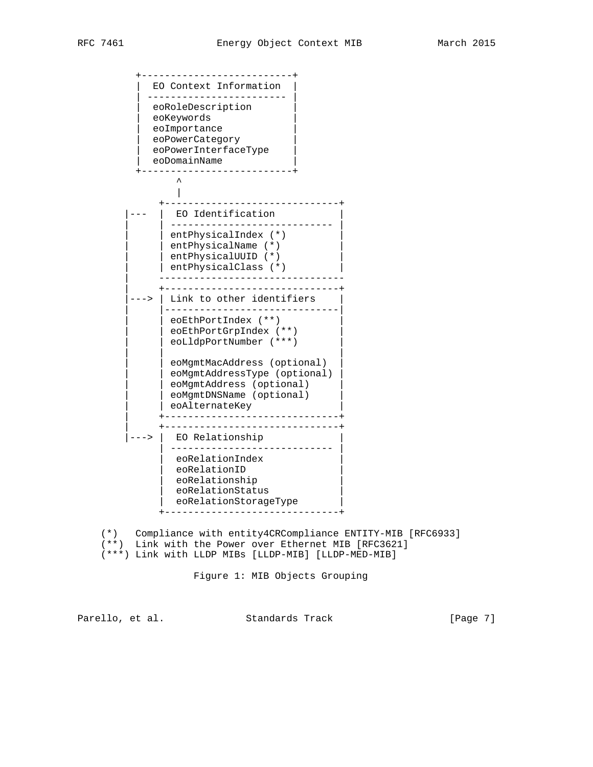```
         +--------------------------+
         |  EO Context Information  |
         | ------------------------ |
         |  eoRoleDescription       |
         |  eoKeywords              |
         |  eoImportance            |
         |  eoPowerCategory         |
         |  eoPowerInterfaceType    |
         |  eoDomainName            |
         +--------------------------+
                 ^
                 |
             +------------------------------+
       |---  |  EO Identification           |
       |     | ---------------------------- |
       |     | entPhysicalIndex (*)         |
       |     | entPhysicalName (*)          |
       |     | entPhysicalUUID (*)          |
       |     | entPhysicalClass (*)         |
       |     -------------------------------
       |     +------------------------------+
       |---> | Link to other identifiers    |
       |     |------------------------------|
       |     | eoEthPortIndex (**)          |
       |     | eoEthPortGrpIndex (**)       |
       |     | eoLldpPortNumber (***)       |
       |     |                              |
       |     | eoMgmtMacAddress (optional)  |
       |     | eoMgmtAddressType (optional) |
       |     | eoMgmtAddress (optional)     |
       |     | eoMgmtDNSName (optional)     |
       |     | eoAlternateKey               |
       |     +------------------------------+
       |     +------------------------------+
       |---> |  EO Relationship             |
             | ---------------------------- |
             |  eoRelationIndex             |
             |  eoRelationID                |
             |  eoRelationship              |
             |  eoRelationStatus            |
             |  eoRelationStorageType       |
             +------------------------------+

    (*)   Compliance with entity4CRCompliance ENTITY-MIB [RFC6933]
    (**)  Link with the Power over Ethernet MIB [RFC3621]
    (***) Link with LLDP MIBs [LLDP-MIB] [LLDP-MED-MIB]
```

Figure 1: MIB Objects Grouping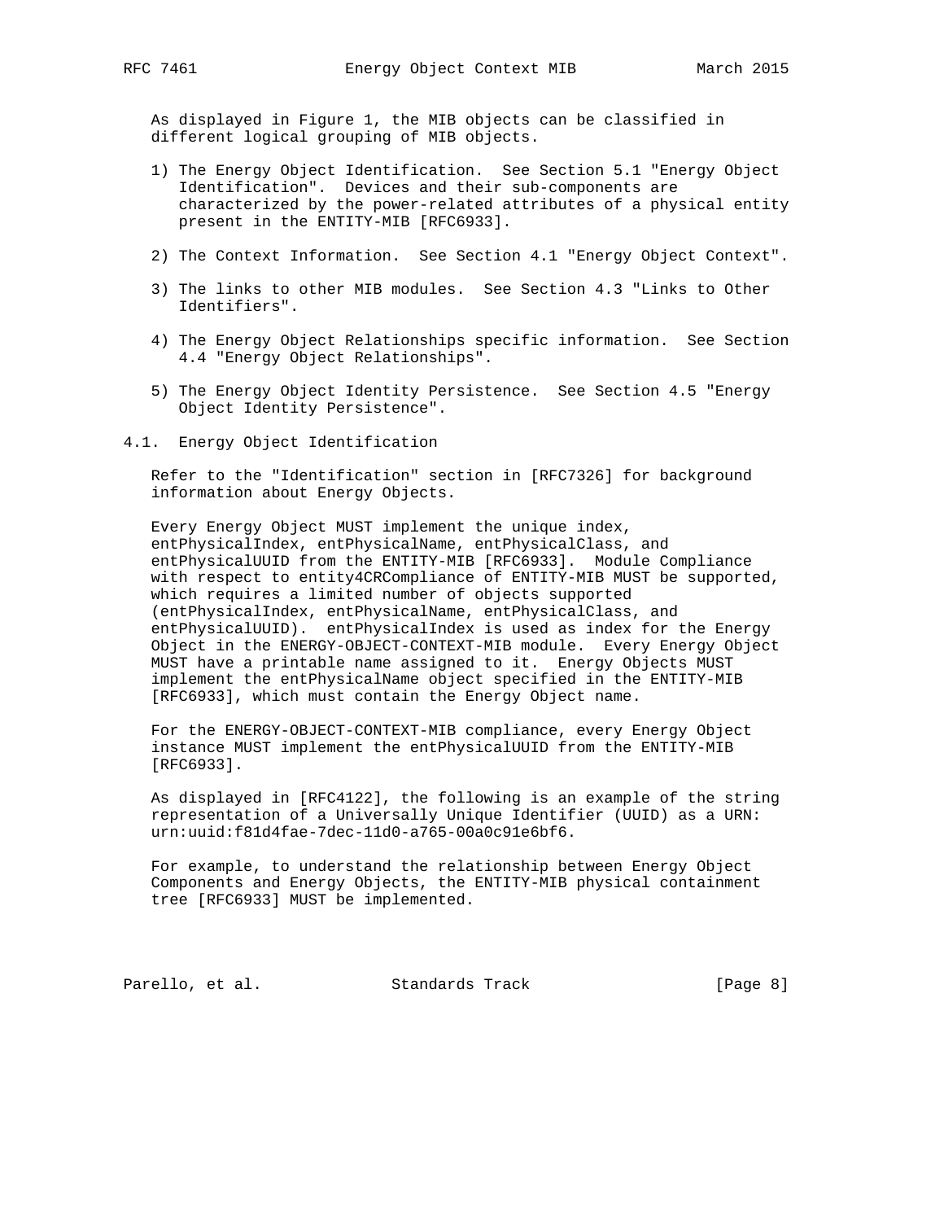As displayed in Figure 1, the MIB objects can be classified in different logical grouping of MIB objects.

1) The Energy Object Identification. See Section 5.1 "Energy Object Identification". Devices and their sub-components are characterized by the power-related attributes of a physical entity present in the ENTITY-MIB [RFC6933].

2) The Context Information. See Section 4.1 "Energy Object Context".

3) The links to other MIB modules. See Section 4.3 "Links to Other Identifiers".

4) The Energy Object Relationships specific information. See Section 4.4 "Energy Object Relationships".

5) The Energy Object Identity Persistence. See Section 4.5 "Energy Object Identity Persistence".

## 4.1. Energy Object Identification

Refer to the "Identification" section in [RFC7326] for background information about Energy Objects.

Every Energy Object MUST implement the unique index, entPhysicalIndex, entPhysicalName, entPhysicalClass, and entPhysicalUUID from the ENTITY-MIB [RFC6933]. Module Compliance with respect to entity4CRCompliance of ENTITY-MIB MUST be supported, which requires a limited number of objects supported (entPhysicalIndex, entPhysicalName, entPhysicalClass, and entPhysicalUUID). entPhysicalIndex is used as index for the Energy Object in the ENERGY-OBJECT-CONTEXT-MIB module. Every Energy Object MUST have a printable name assigned to it. Energy Objects MUST implement the entPhysicalName object specified in the ENTITY-MIB [RFC6933], which must contain the Energy Object name.

For the ENERGY-OBJECT-CONTEXT-MIB compliance, every Energy Object instance MUST implement the entPhysicalUUID from the ENTITY-MIB [RFC6933].

As displayed in [RFC4122], the following is an example of the string representation of a Universally Unique Identifier (UUID) as a URN: urn:uuid:f81d4fae-7dec-11d0-a765-00a0c91e6bf6.

For example, to understand the relationship between Energy Object Components and Energy Objects, the ENTITY-MIB physical containment tree [RFC6933] MUST be implemented.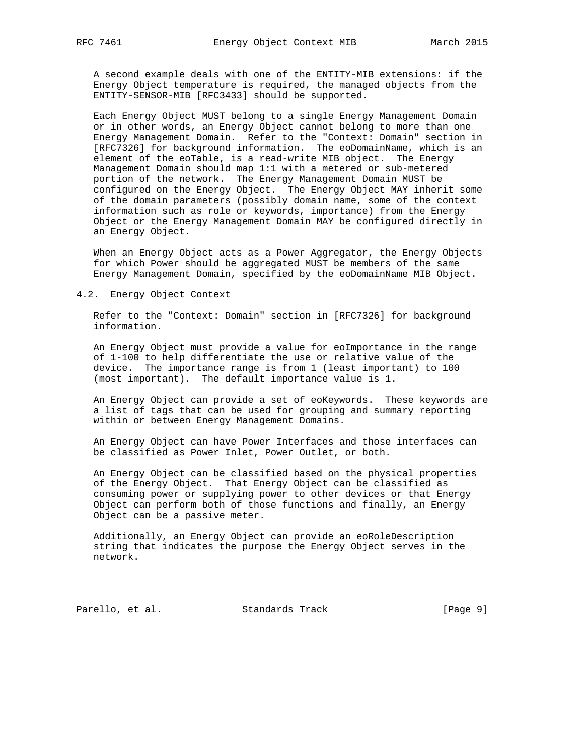A second example deals with one of the ENTITY-MIB extensions: if the Energy Object temperature is required, the managed objects from the ENTITY-SENSOR-MIB [RFC3433] should be supported.

Each Energy Object MUST belong to a single Energy Management Domain or in other words, an Energy Object cannot belong to more than one Energy Management Domain. Refer to the "Context: Domain" section in [RFC7326] for background information. The eoDomainName, which is an element of the eoTable, is a read-write MIB object. The Energy Management Domain should map 1:1 with a metered or sub-metered portion of the network. The Energy Management Domain MUST be configured on the Energy Object. The Energy Object MAY inherit some of the domain parameters (possibly domain name, some of the context information such as role or keywords, importance) from the Energy Object or the Energy Management Domain MAY be configured directly in an Energy Object.

When an Energy Object acts as a Power Aggregator, the Energy Objects for which Power should be aggregated MUST be members of the same Energy Management Domain, specified by the eoDomainName MIB Object.

### 4.2. Energy Object Context

Refer to the "Context: Domain" section in [RFC7326] for background information.

An Energy Object must provide a value for eoImportance in the range of 1-100 to help differentiate the use or relative value of the device. The importance range is from 1 (least important) to 100 (most important). The default importance value is 1.

An Energy Object can provide a set of eoKeywords. These keywords are a list of tags that can be used for grouping and summary reporting within or between Energy Management Domains.

An Energy Object can have Power Interfaces and those interfaces can be classified as Power Inlet, Power Outlet, or both.

An Energy Object can be classified based on the physical properties of the Energy Object. That Energy Object can be classified as consuming power or supplying power to other devices or that Energy Object can perform both of those functions and finally, an Energy Object can be a passive meter.

Additionally, an Energy Object can provide an eoRoleDescription string that indicates the purpose the Energy Object serves in the network.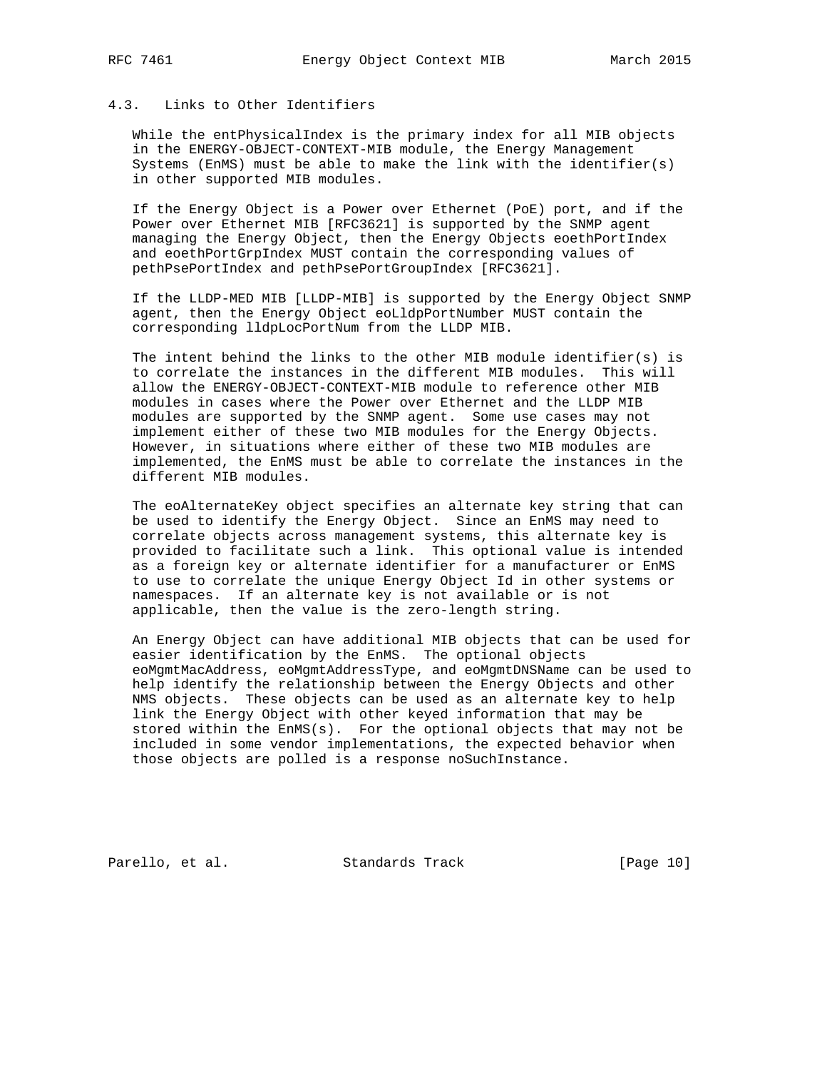### 4.3. Links to Other Identifiers

While the entPhysicalIndex is the primary index for all MIB objects in the ENERGY-OBJECT-CONTEXT-MIB module, the Energy Management Systems (EnMS) must be able to make the link with the identifier(s) in other supported MIB modules.

If the Energy Object is a Power over Ethernet (PoE) port, and if the Power over Ethernet MIB [RFC3621] is supported by the SNMP agent managing the Energy Object, then the Energy Objects eoethPortIndex and eoethPortGrpIndex MUST contain the corresponding values of pethPsePortIndex and pethPsePortGroupIndex [RFC3621].

If the LLDP-MED MIB [LLDP-MIB] is supported by the Energy Object SNMP agent, then the Energy Object eoLldpPortNumber MUST contain the corresponding lldpLocPortNum from the LLDP MIB.

The intent behind the links to the other MIB module identifier(s) is to correlate the instances in the different MIB modules. This will allow the ENERGY-OBJECT-CONTEXT-MIB module to reference other MIB modules in cases where the Power over Ethernet and the LLDP MIB modules are supported by the SNMP agent. Some use cases may not implement either of these two MIB modules for the Energy Objects. However, in situations where either of these two MIB modules are implemented, the EnMS must be able to correlate the instances in the different MIB modules.

The eoAlternateKey object specifies an alternate key string that can be used to identify the Energy Object. Since an EnMS may need to correlate objects across management systems, this alternate key is provided to facilitate such a link. This optional value is intended as a foreign key or alternate identifier for a manufacturer or EnMS to use to correlate the unique Energy Object Id in other systems or namespaces. If an alternate key is not available or is not applicable, then the value is the zero-length string.

An Energy Object can have additional MIB objects that can be used for easier identification by the EnMS. The optional objects eoMgmtMacAddress, eoMgmtAddressType, and eoMgmtDNSName can be used to help identify the relationship between the Energy Objects and other NMS objects. These objects can be used as an alternate key to help link the Energy Object with other keyed information that may be stored within the EnMS(s). For the optional objects that may not be included in some vendor implementations, the expected behavior when those objects are polled is a response noSuchInstance.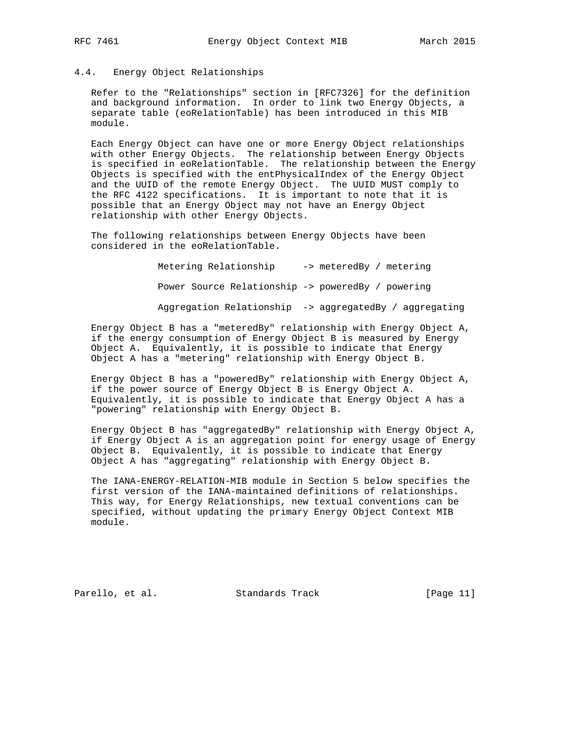### 4.4. Energy Object Relationships

Refer to the "Relationships" section in [RFC7326] for the definition and background information. In order to link two Energy Objects, a separate table (eoRelationTable) has been introduced in this MIB module.

Each Energy Object can have one or more Energy Object relationships with other Energy Objects. The relationship between Energy Objects is specified in eoRelationTable. The relationship between the Energy Objects is specified with the entPhysicalIndex of the Energy Object and the UUID of the remote Energy Object. The UUID MUST comply to the RFC 4122 specifications. It is important to note that it is possible that an Energy Object may not have an Energy Object relationship with other Energy Objects.

The following relationships between Energy Objects have been considered in the eoRelationTable.

```
Metering Relationship     -> meteredBy / metering

Power Source Relationship -> poweredBy / powering

Aggregation Relationship  -> aggregatedBy / aggregating
```

Energy Object B has a "meteredBy" relationship with Energy Object A, if the energy consumption of Energy Object B is measured by Energy Object A. Equivalently, it is possible to indicate that Energy Object A has a "metering" relationship with Energy Object B.

Energy Object B has a "poweredBy" relationship with Energy Object A, if the power source of Energy Object B is Energy Object A. Equivalently, it is possible to indicate that Energy Object A has a "powering" relationship with Energy Object B.

Energy Object B has "aggregatedBy" relationship with Energy Object A, if Energy Object A is an aggregation point for energy usage of Energy Object B. Equivalently, it is possible to indicate that Energy Object A has "aggregating" relationship with Energy Object B.

The IANA-ENERGY-RELATION-MIB module in Section 5 below specifies the first version of the IANA-maintained definitions of relationships. This way, for Energy Relationships, new textual conventions can be specified, without updating the primary Energy Object Context MIB module.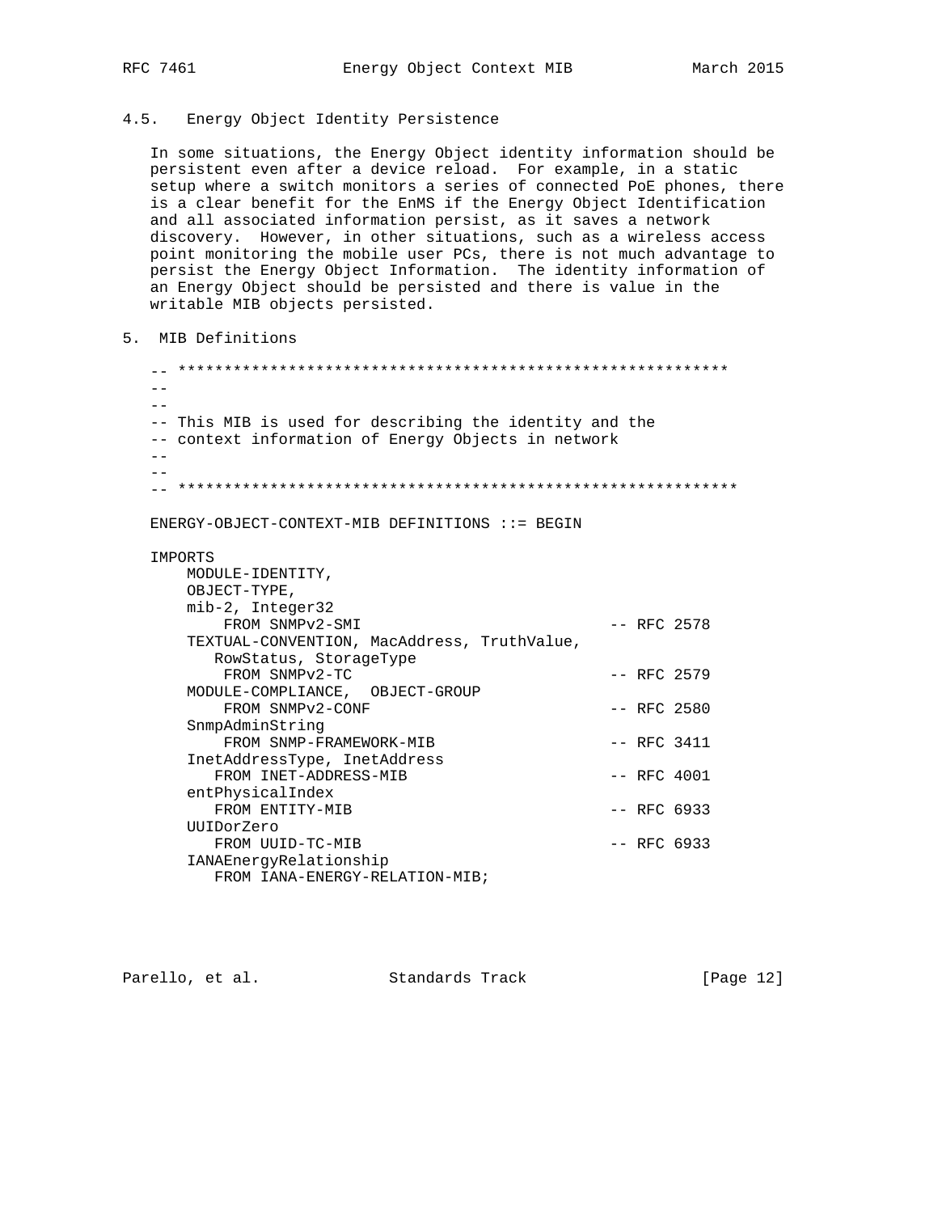### 4.5. Energy Object Identity Persistence

In some situations, the Energy Object identity information should be persistent even after a device reload. For example, in a static setup where a switch monitors a series of connected PoE phones, there is a clear benefit for the EnMS if the Energy Object Identification and all associated information persist, as it saves a network discovery. However, in other situations, such as a wireless access point monitoring the mobile user PCs, there is not much advantage to persist the Energy Object Information. The identity information of an Energy Object should be persisted and there is value in the writable MIB objects persisted.

## 5. MIB Definitions

```
-- ************************************************************
--
--
-- This MIB is used for describing the identity and the
-- context information of Energy Objects in network
--
--
-- *************************************************************

ENERGY-OBJECT-CONTEXT-MIB DEFINITIONS ::= BEGIN

IMPORTS
    MODULE-IDENTITY,
    OBJECT-TYPE,
    mib-2, Integer32
        FROM SNMPv2-SMI                           -- RFC 2578
    TEXTUAL-CONVENTION, MacAddress, TruthValue,
       RowStatus, StorageType
        FROM SNMPv2-TC                            -- RFC 2579
    MODULE-COMPLIANCE,  OBJECT-GROUP
        FROM SNMPv2-CONF                          -- RFC 2580
    SnmpAdminString
        FROM SNMP-FRAMEWORK-MIB                   -- RFC 3411
    InetAddressType, InetAddress
       FROM INET-ADDRESS-MIB                      -- RFC 4001
    entPhysicalIndex
       FROM ENTITY-MIB                            -- RFC 6933
    UUIDorZero
       FROM UUID-TC-MIB                           -- RFC 6933
    IANAEnergyRelationship
       FROM IANA-ENERGY-RELATION-MIB;
```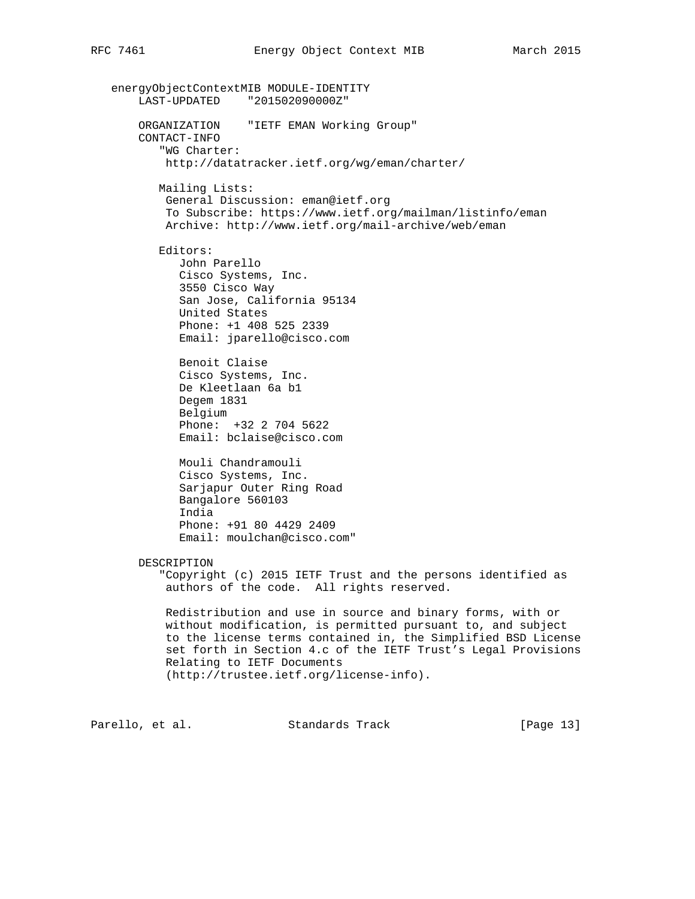```
   energyObjectContextMIB MODULE-IDENTITY
       LAST-UPDATED    "201502090000Z"

       ORGANIZATION    "IETF EMAN Working Group"
       CONTACT-INFO
          "WG Charter:
           http://datatracker.ietf.org/wg/eman/charter/

          Mailing Lists:
           General Discussion: eman@ietf.org
           To Subscribe: https://www.ietf.org/mailman/listinfo/eman
           Archive: http://www.ietf.org/mail-archive/web/eman

          Editors:
             John Parello
             Cisco Systems, Inc.
             3550 Cisco Way
             San Jose, California 95134
             United States
             Phone: +1 408 525 2339
             Email: jparello@cisco.com

             Benoit Claise
             Cisco Systems, Inc.
             De Kleetlaan 6a b1
             Degem 1831
             Belgium
             Phone:  +32 2 704 5622
             Email: bclaise@cisco.com

             Mouli Chandramouli
             Cisco Systems, Inc.
             Sarjapur Outer Ring Road
             Bangalore 560103
             India
             Phone: +91 80 4429 2409
             Email: moulchan@cisco.com"

       DESCRIPTION
          "Copyright (c) 2015 IETF Trust and the persons identified as
           authors of the code.  All rights reserved.

           Redistribution and use in source and binary forms, with or
           without modification, is permitted pursuant to, and subject
           to the license terms contained in, the Simplified BSD License
           set forth in Section 4.c of the IETF Trust's Legal Provisions
           Relating to IETF Documents
           (http://trustee.ietf.org/license-info).
```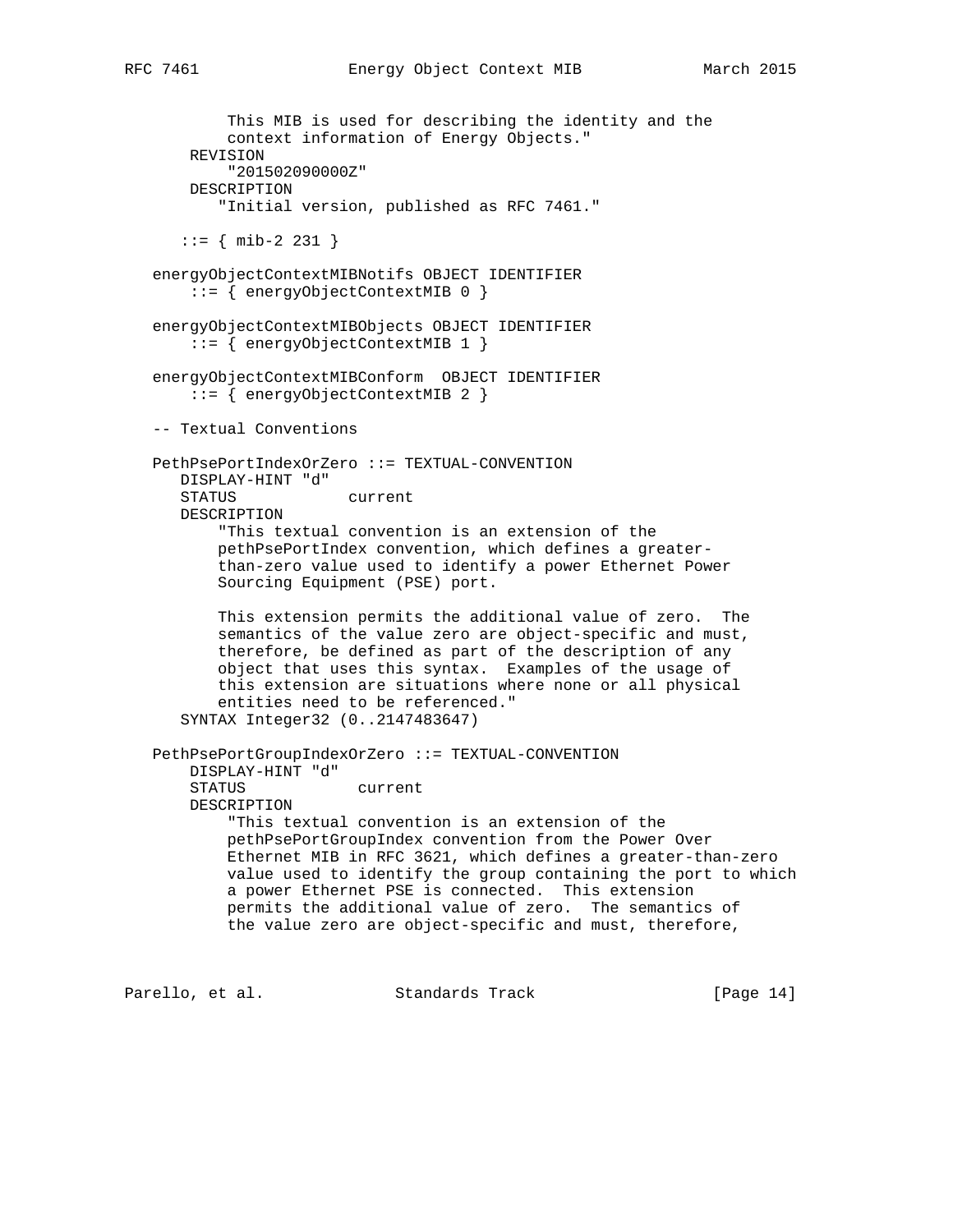```
          This MIB is used for describing the identity and the
          context information of Energy Objects."
      REVISION
          "201502090000Z"
      DESCRIPTION
         "Initial version, published as RFC 7461."

     ::= { mib-2 231 }

   energyObjectContextMIBNotifs OBJECT IDENTIFIER
       ::= { energyObjectContextMIB 0 }

   energyObjectContextMIBObjects OBJECT IDENTIFIER
       ::= { energyObjectContextMIB 1 }

   energyObjectContextMIBConform  OBJECT IDENTIFIER
       ::= { energyObjectContextMIB 2 }

   -- Textual Conventions

   PethPsePortIndexOrZero ::= TEXTUAL-CONVENTION
      DISPLAY-HINT "d"
      STATUS            current
      DESCRIPTION
         "This textual convention is an extension of the
         pethPsePortIndex convention, which defines a greater-
         than-zero value used to identify a power Ethernet Power
         Sourcing Equipment (PSE) port.

         This extension permits the additional value of zero.  The
         semantics of the value zero are object-specific and must,
         therefore, be defined as part of the description of any
         object that uses this syntax.  Examples of the usage of
         this extension are situations where none or all physical
         entities need to be referenced."
      SYNTAX Integer32 (0..2147483647)

   PethPsePortGroupIndexOrZero ::= TEXTUAL-CONVENTION
       DISPLAY-HINT "d"
       STATUS            current
       DESCRIPTION
          "This textual convention is an extension of the
          pethPsePortGroupIndex convention from the Power Over
          Ethernet MIB in RFC 3621, which defines a greater-than-zero
          value used to identify the group containing the port to which
          a power Ethernet PSE is connected.  This extension
          permits the additional value of zero.  The semantics of
          the value zero are object-specific and must, therefore,
```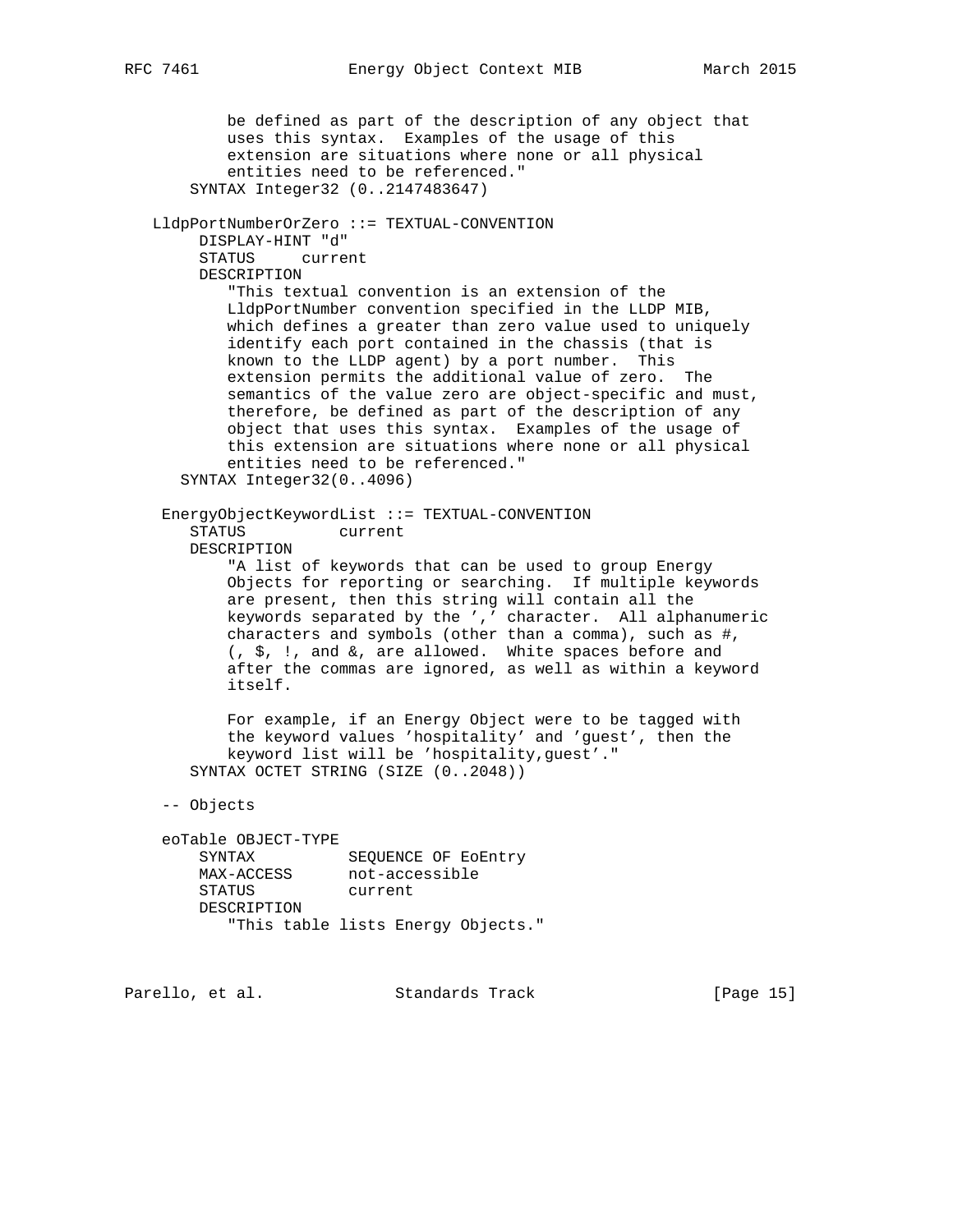```
          be defined as part of the description of any object that
          uses this syntax.  Examples of the usage of this
          extension are situations where none or all physical
          entities need to be referenced."
      SYNTAX Integer32 (0..2147483647)

   LldpPortNumberOrZero ::= TEXTUAL-CONVENTION
       DISPLAY-HINT "d"
       STATUS     current
       DESCRIPTION
          "This textual convention is an extension of the
          LldpPortNumber convention specified in the LLDP MIB,
          which defines a greater than zero value used to uniquely
          identify each port contained in the chassis (that is
          known to the LLDP agent) by a port number.  This
          extension permits the additional value of zero.  The
          semantics of the value zero are object-specific and must,
          therefore, be defined as part of the description of any
          object that uses this syntax.  Examples of the usage of
          this extension are situations where none or all physical
          entities need to be referenced."
     SYNTAX Integer32(0..4096)

    EnergyObjectKeywordList ::= TEXTUAL-CONVENTION
      STATUS          current
      DESCRIPTION
          "A list of keywords that can be used to group Energy
          Objects for reporting or searching.  If multiple keywords
          are present, then this string will contain all the
          keywords separated by the ',' character.  All alphanumeric
          characters and symbols (other than a comma), such as #,
          (, $, !, and &, are allowed.  White spaces before and
          after the commas are ignored, as well as within a keyword
          itself.

          For example, if an Energy Object were to be tagged with
          the keyword values 'hospitality' and 'guest', then the
          keyword list will be 'hospitality,guest'."
      SYNTAX OCTET STRING (SIZE (0..2048))

    -- Objects

    eoTable OBJECT-TYPE
       SYNTAX          SEQUENCE OF EoEntry
       MAX-ACCESS      not-accessible
       STATUS          current
       DESCRIPTION
          "This table lists Energy Objects."
```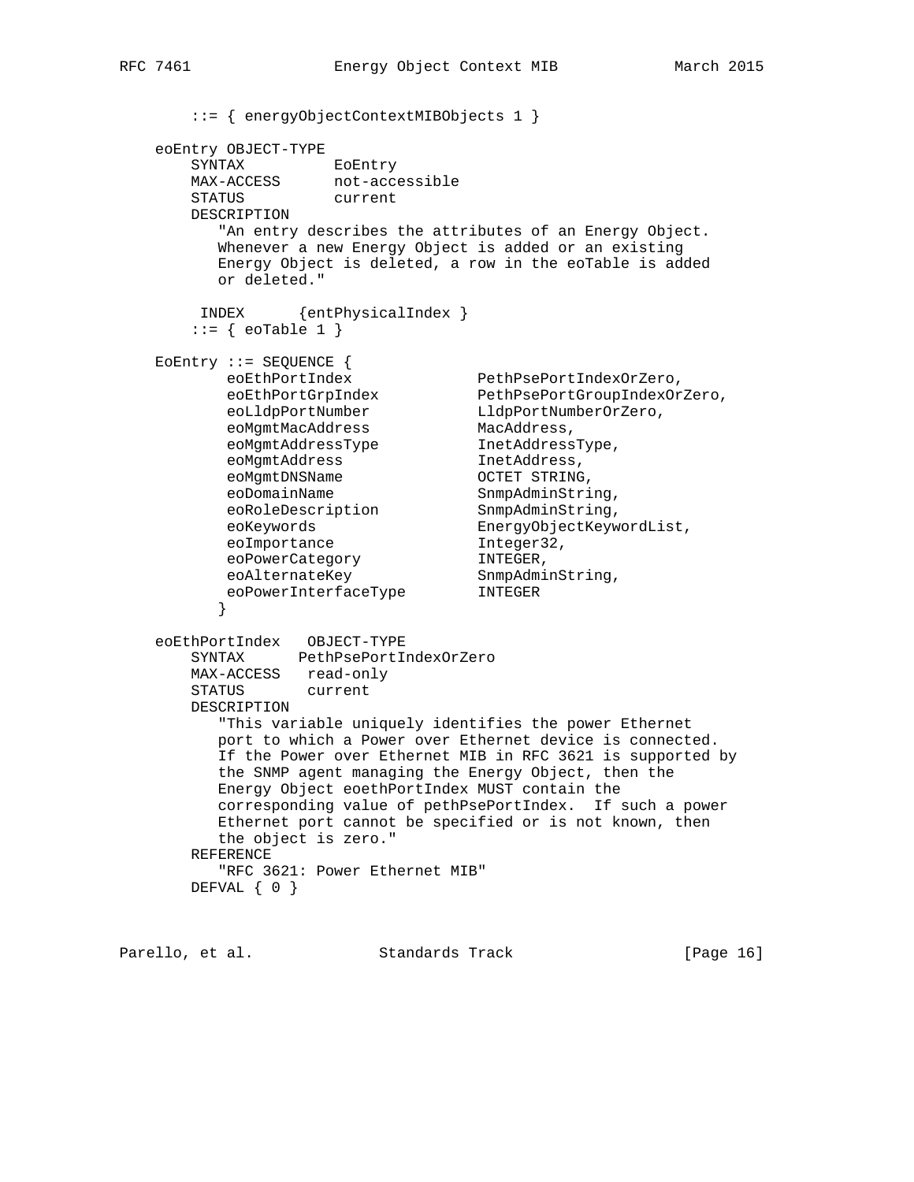```
        ::= { energyObjectContextMIBObjects 1 }

    eoEntry OBJECT-TYPE
        SYNTAX          EoEntry
        MAX-ACCESS      not-accessible
        STATUS          current
        DESCRIPTION
           "An entry describes the attributes of an Energy Object.
           Whenever a new Energy Object is added or an existing
           Energy Object is deleted, a row in the eoTable is added
           or deleted."

         INDEX      {entPhysicalIndex }
        ::= { eoTable 1 }

    EoEntry ::= SEQUENCE {
           eoEthPortIndex             PethPsePortIndexOrZero,
           eoEthPortGrpIndex          PethPsePortGroupIndexOrZero,
           eoLldpPortNumber           LldpPortNumberOrZero,
           eoMgmtMacAddress           MacAddress,
           eoMgmtAddressType          InetAddressType,
           eoMgmtAddress              InetAddress,
           eoMgmtDNSName              OCTET STRING,
           eoDomainName               SnmpAdminString,
           eoRoleDescription          SnmpAdminString,
           eoKeywords                 EnergyObjectKeywordList,
           eoImportance               Integer32,
           eoPowerCategory            INTEGER,
           eoAlternateKey             SnmpAdminString,
           eoPowerInterfaceType       INTEGER
          }

    eoEthPortIndex   OBJECT-TYPE
        SYNTAX      PethPsePortIndexOrZero
        MAX-ACCESS   read-only
        STATUS       current
        DESCRIPTION
           "This variable uniquely identifies the power Ethernet
           port to which a Power over Ethernet device is connected.
           If the Power over Ethernet MIB in RFC 3621 is supported by
           the SNMP agent managing the Energy Object, then the
           Energy Object eoethPortIndex MUST contain the
           corresponding value of pethPsePortIndex.  If such a power
           Ethernet port cannot be specified or is not known, then
           the object is zero."
        REFERENCE
           "RFC 3621: Power Ethernet MIB"
        DEFVAL { 0 }
```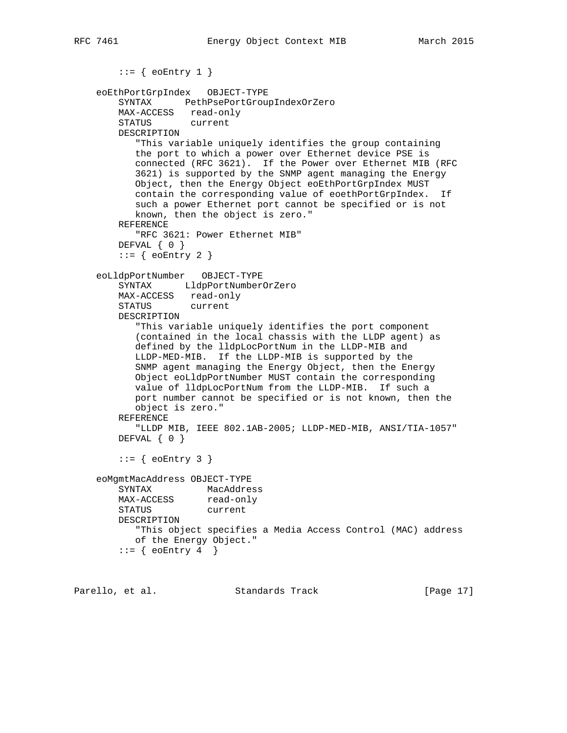```
        ::= { eoEntry 1 }

    eoEthPortGrpIndex   OBJECT-TYPE
        SYNTAX      PethPsePortGroupIndexOrZero
        MAX-ACCESS   read-only
        STATUS       current
        DESCRIPTION
           "This variable uniquely identifies the group containing
           the port to which a power over Ethernet device PSE is
           connected (RFC 3621).  If the Power over Ethernet MIB (RFC
           3621) is supported by the SNMP agent managing the Energy
           Object, then the Energy Object eoEthPortGrpIndex MUST
           contain the corresponding value of eoethPortGrpIndex.  If
           such a power Ethernet port cannot be specified or is not
           known, then the object is zero."
        REFERENCE
           "RFC 3621: Power Ethernet MIB"
        DEFVAL { 0 }
        ::= { eoEntry 2 }

    eoLldpPortNumber   OBJECT-TYPE
        SYNTAX      LldpPortNumberOrZero
        MAX-ACCESS   read-only
        STATUS       current
        DESCRIPTION
           "This variable uniquely identifies the port component
           (contained in the local chassis with the LLDP agent) as
           defined by the lldpLocPortNum in the LLDP-MIB and
           LLDP-MED-MIB.  If the LLDP-MIB is supported by the
           SNMP agent managing the Energy Object, then the Energy
           Object eoLldpPortNumber MUST contain the corresponding
           value of lldpLocPortNum from the LLDP-MIB.  If such a
           port number cannot be specified or is not known, then the
           object is zero."
        REFERENCE
           "LLDP MIB, IEEE 802.1AB-2005; LLDP-MED-MIB, ANSI/TIA-1057"
        DEFVAL { 0 }

        ::= { eoEntry 3 }

    eoMgmtMacAddress OBJECT-TYPE
        SYNTAX          MacAddress
        MAX-ACCESS      read-only
        STATUS          current
        DESCRIPTION
           "This object specifies a Media Access Control (MAC) address
           of the Energy Object."
        ::= { eoEntry 4  }
```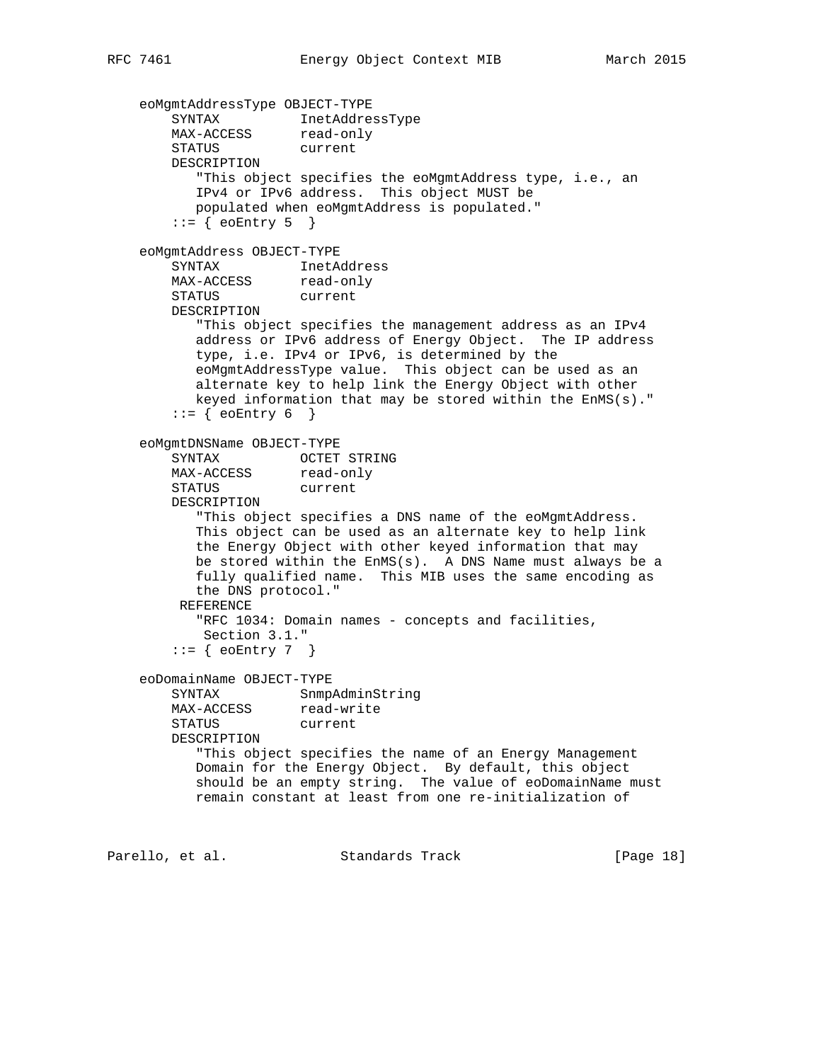```
   eoMgmtAddressType OBJECT-TYPE
       SYNTAX          InetAddressType
       MAX-ACCESS      read-only
       STATUS          current
       DESCRIPTION
          "This object specifies the eoMgmtAddress type, i.e., an
          IPv4 or IPv6 address.  This object MUST be
          populated when eoMgmtAddress is populated."
       ::= { eoEntry 5  }

   eoMgmtAddress OBJECT-TYPE
       SYNTAX          InetAddress
       MAX-ACCESS      read-only
       STATUS          current
       DESCRIPTION
          "This object specifies the management address as an IPv4
          address or IPv6 address of Energy Object.  The IP address
          type, i.e. IPv4 or IPv6, is determined by the
          eoMgmtAddressType value.  This object can be used as an
          alternate key to help link the Energy Object with other
          keyed information that may be stored within the EnMS(s)."
       ::= { eoEntry 6  }

   eoMgmtDNSName OBJECT-TYPE
       SYNTAX          OCTET STRING
       MAX-ACCESS      read-only
       STATUS          current
       DESCRIPTION
          "This object specifies a DNS name of the eoMgmtAddress.
          This object can be used as an alternate key to help link
          the Energy Object with other keyed information that may
          be stored within the EnMS(s).  A DNS Name must always be a
          fully qualified name.  This MIB uses the same encoding as
          the DNS protocol."
        REFERENCE
          "RFC 1034: Domain names - concepts and facilities,
           Section 3.1."
       ::= { eoEntry 7  }

   eoDomainName OBJECT-TYPE
       SYNTAX          SnmpAdminString
       MAX-ACCESS      read-write
       STATUS          current
       DESCRIPTION
          "This object specifies the name of an Energy Management
          Domain for the Energy Object.  By default, this object
          should be an empty string.  The value of eoDomainName must
          remain constant at least from one re-initialization of
```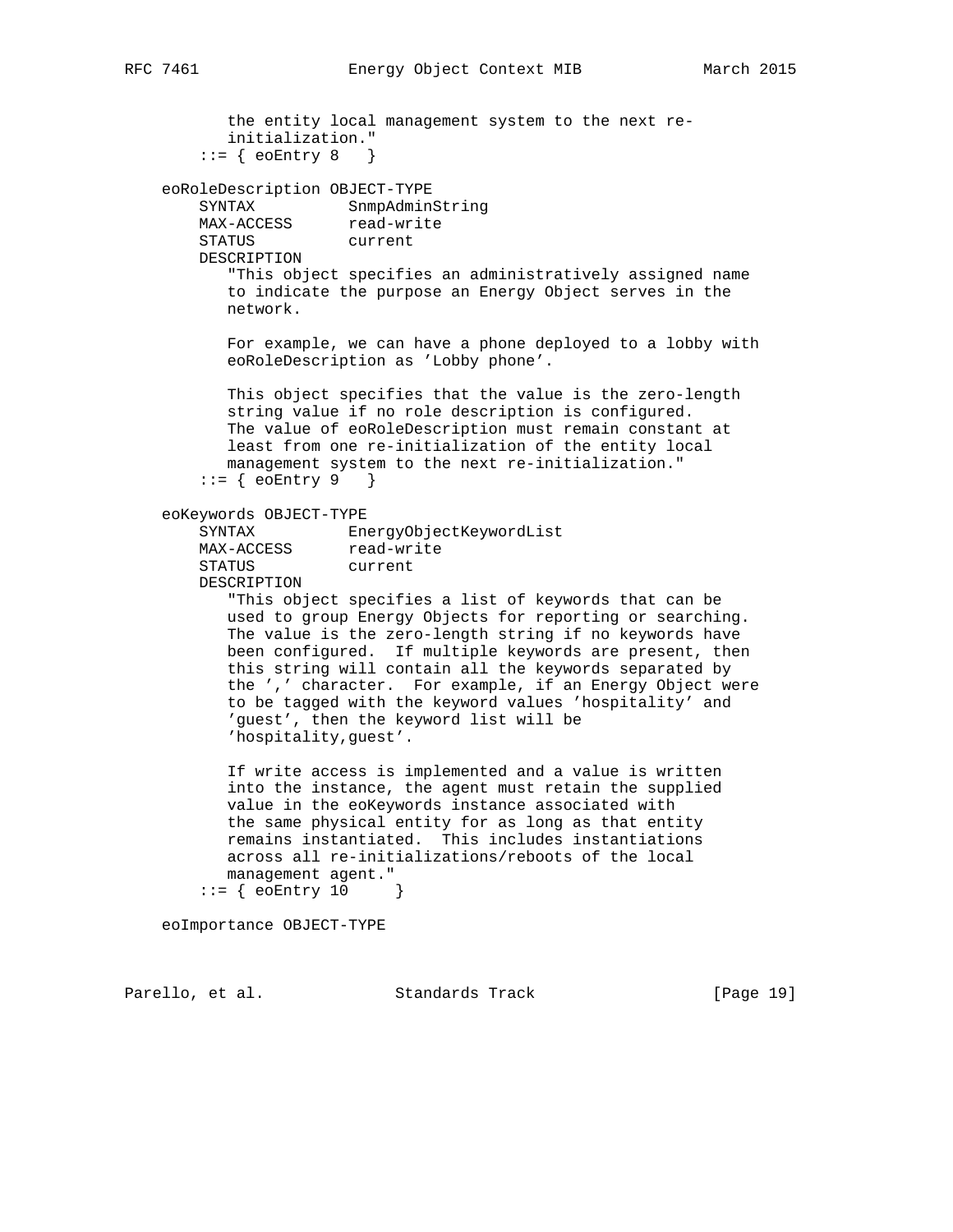```
          the entity local management system to the next re-
          initialization."
       ::= { eoEntry 8   }

   eoRoleDescription OBJECT-TYPE
       SYNTAX          SnmpAdminString
       MAX-ACCESS      read-write
       STATUS          current
       DESCRIPTION
          "This object specifies an administratively assigned name
          to indicate the purpose an Energy Object serves in the
          network.

          For example, we can have a phone deployed to a lobby with
          eoRoleDescription as 'Lobby phone'.

          This object specifies that the value is the zero-length
          string value if no role description is configured.
          The value of eoRoleDescription must remain constant at
          least from one re-initialization of the entity local
          management system to the next re-initialization."
       ::= { eoEntry 9   }

   eoKeywords OBJECT-TYPE
       SYNTAX          EnergyObjectKeywordList
       MAX-ACCESS      read-write
       STATUS          current
       DESCRIPTION
          "This object specifies a list of keywords that can be
          used to group Energy Objects for reporting or searching.
          The value is the zero-length string if no keywords have
          been configured.  If multiple keywords are present, then
          this string will contain all the keywords separated by
          the ',' character.  For example, if an Energy Object were
          to be tagged with the keyword values 'hospitality' and
          'guest', then the keyword list will be
          'hospitality,guest'.

          If write access is implemented and a value is written
          into the instance, the agent must retain the supplied
          value in the eoKeywords instance associated with
          the same physical entity for as long as that entity
          remains instantiated.  This includes instantiations
          across all re-initializations/reboots of the local
          management agent."
       ::= { eoEntry 10     }

   eoImportance OBJECT-TYPE
```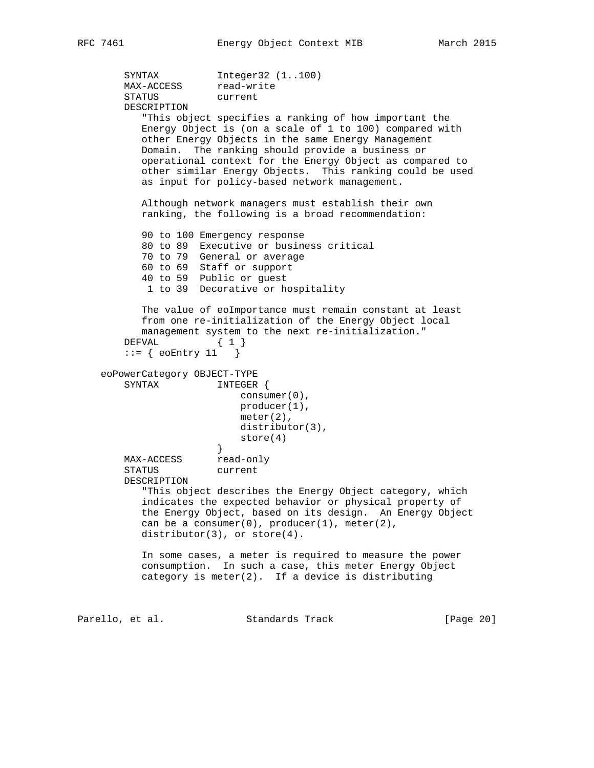```
       SYNTAX          Integer32 (1..100)
       MAX-ACCESS      read-write
       STATUS          current
       DESCRIPTION
          "This object specifies a ranking of how important the
          Energy Object is (on a scale of 1 to 100) compared with
          other Energy Objects in the same Energy Management
          Domain.  The ranking should provide a business or
          operational context for the Energy Object as compared to
          other similar Energy Objects.  This ranking could be used
          as input for policy-based network management.

          Although network managers must establish their own
          ranking, the following is a broad recommendation:

          90 to 100 Emergency response
          80 to 89  Executive or business critical
          70 to 79  General or average
          60 to 69  Staff or support
          40 to 59  Public or guest
           1 to 39  Decorative or hospitality

          The value of eoImportance must remain constant at least
          from one re-initialization of the Energy Object local
          management system to the next re-initialization."
       DEFVAL          { 1 }
       ::= { eoEntry 11   }

   eoPowerCategory OBJECT-TYPE
       SYNTAX          INTEGER {
                           consumer(0),
                           producer(1),
                           meter(2),
                           distributor(3),
                           store(4)
                       }
       MAX-ACCESS      read-only
       STATUS          current
       DESCRIPTION
          "This object describes the Energy Object category, which
          indicates the expected behavior or physical property of
          the Energy Object, based on its design.  An Energy Object
          can be a consumer(0), producer(1), meter(2),
          distributor(3), or store(4).

          In some cases, a meter is required to measure the power
          consumption.  In such a case, this meter Energy Object
          category is meter(2).  If a device is distributing
```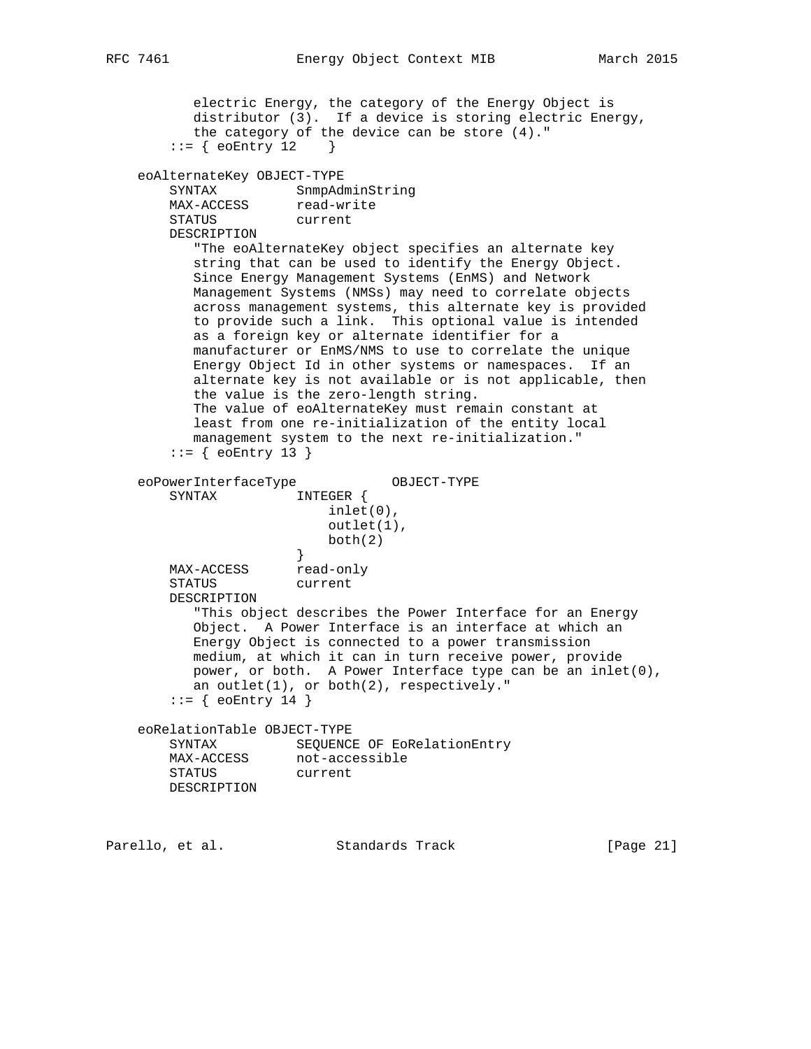```
          electric Energy, the category of the Energy Object is
          distributor (3).  If a device is storing electric Energy,
          the category of the device can be store (4)."
       ::= { eoEntry 12    }

   eoAlternateKey OBJECT-TYPE
       SYNTAX          SnmpAdminString
       MAX-ACCESS      read-write
       STATUS          current
       DESCRIPTION
          "The eoAlternateKey object specifies an alternate key
          string that can be used to identify the Energy Object.
          Since Energy Management Systems (EnMS) and Network
          Management Systems (NMSs) may need to correlate objects
          across management systems, this alternate key is provided
          to provide such a link.  This optional value is intended
          as a foreign key or alternate identifier for a
          manufacturer or EnMS/NMS to use to correlate the unique
          Energy Object Id in other systems or namespaces.  If an
          alternate key is not available or is not applicable, then
          the value is the zero-length string.
          The value of eoAlternateKey must remain constant at
          least from one re-initialization of the entity local
          management system to the next re-initialization."
       ::= { eoEntry 13 }

   eoPowerInterfaceType            OBJECT-TYPE
       SYNTAX          INTEGER {
                           inlet(0),
                           outlet(1),
                           both(2)
                       }
       MAX-ACCESS      read-only
       STATUS          current
       DESCRIPTION
          "This object describes the Power Interface for an Energy
          Object.  A Power Interface is an interface at which an
          Energy Object is connected to a power transmission
          medium, at which it can in turn receive power, provide
          power, or both.  A Power Interface type can be an inlet(0),
          an outlet(1), or both(2), respectively."
       ::= { eoEntry 14 }

   eoRelationTable OBJECT-TYPE
       SYNTAX          SEQUENCE OF EoRelationEntry
       MAX-ACCESS      not-accessible
       STATUS          current
       DESCRIPTION
```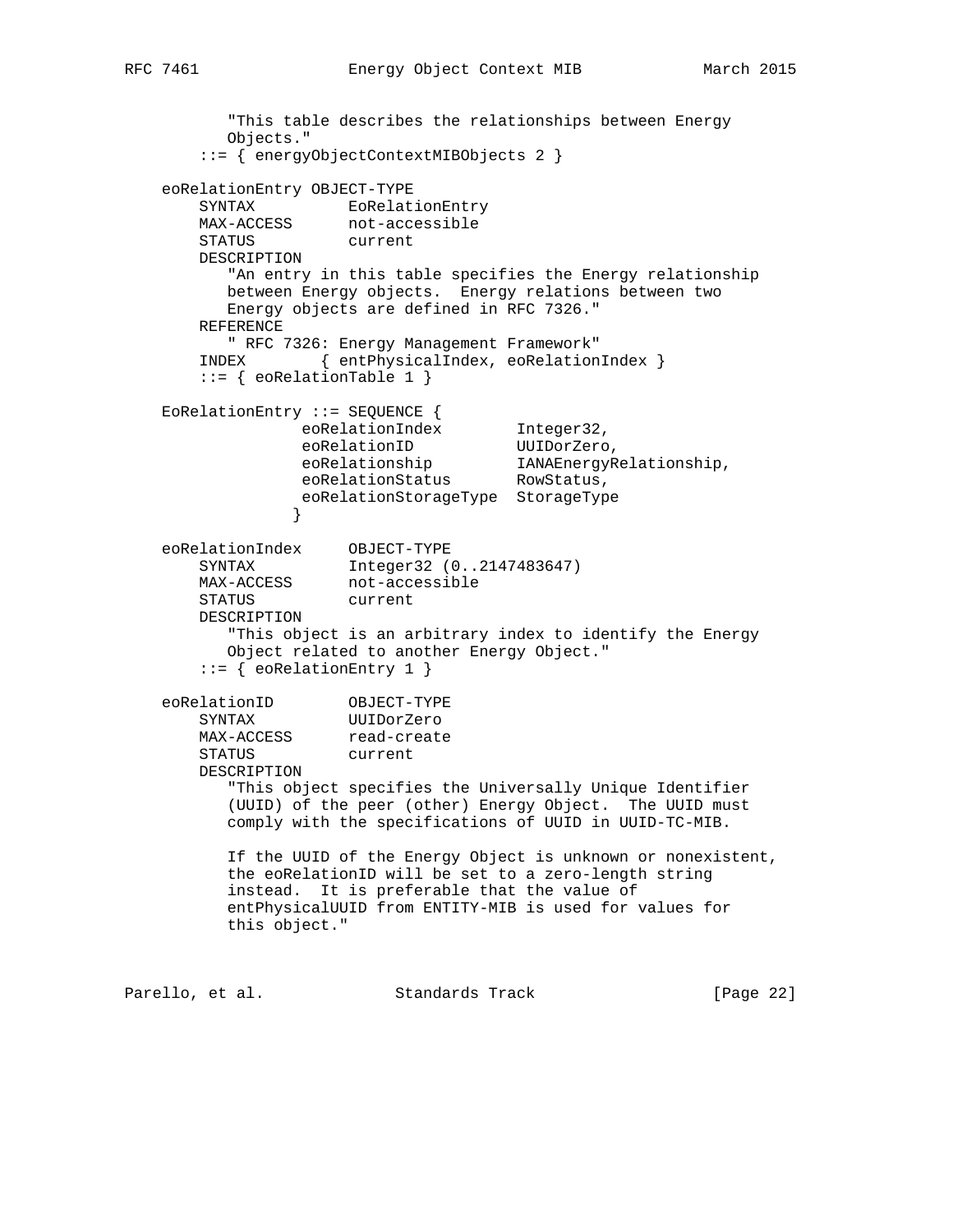```
          "This table describes the relationships between Energy
          Objects."
       ::= { energyObjectContextMIBObjects 2 }

   eoRelationEntry OBJECT-TYPE
       SYNTAX          EoRelationEntry
       MAX-ACCESS      not-accessible
       STATUS          current
       DESCRIPTION
          "An entry in this table specifies the Energy relationship
          between Energy objects.  Energy relations between two
          Energy objects are defined in RFC 7326."
       REFERENCE
          " RFC 7326: Energy Management Framework"
       INDEX        { entPhysicalIndex, eoRelationIndex }
       ::= { eoRelationTable 1 }

   EoRelationEntry ::= SEQUENCE {
                 eoRelationIndex        Integer32,
                 eoRelationID           UUIDorZero,
                 eoRelationship         IANAEnergyRelationship,
                 eoRelationStatus       RowStatus,
                 eoRelationStorageType  StorageType
                }

   eoRelationIndex     OBJECT-TYPE
       SYNTAX          Integer32 (0..2147483647)
       MAX-ACCESS      not-accessible
       STATUS          current
       DESCRIPTION
          "This object is an arbitrary index to identify the Energy
          Object related to another Energy Object."
       ::= { eoRelationEntry 1 }

   eoRelationID        OBJECT-TYPE
       SYNTAX          UUIDorZero
       MAX-ACCESS      read-create
       STATUS          current
       DESCRIPTION
          "This object specifies the Universally Unique Identifier
          (UUID) of the peer (other) Energy Object.  The UUID must
          comply with the specifications of UUID in UUID-TC-MIB.

          If the UUID of the Energy Object is unknown or nonexistent,
          the eoRelationID will be set to a zero-length string
          instead.  It is preferable that the value of
          entPhysicalUUID from ENTITY-MIB is used for values for
          this object."
```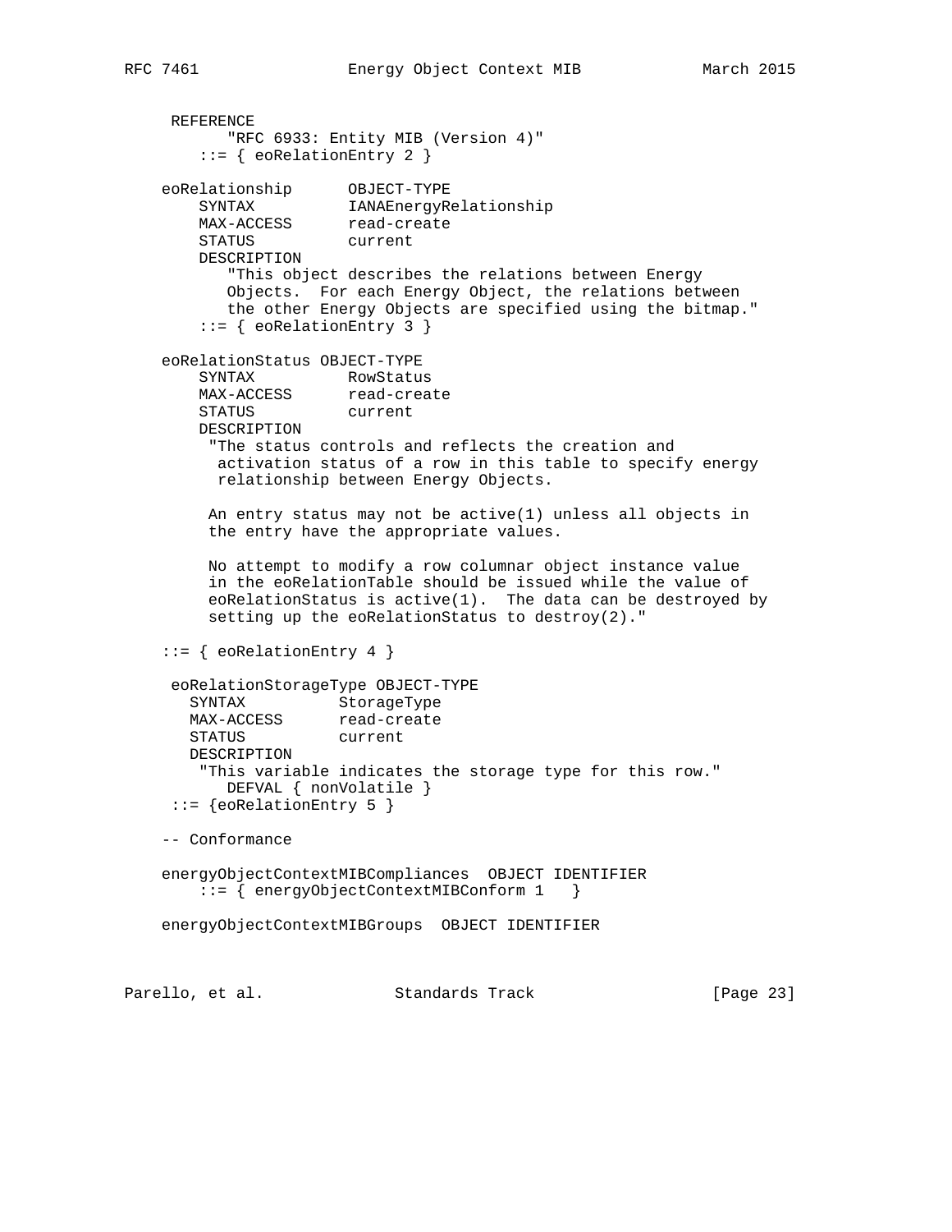```
     REFERENCE
          "RFC 6933: Entity MIB (Version 4)"
        ::= { eoRelationEntry 2 }

    eoRelationship      OBJECT-TYPE
        SYNTAX          IANAEnergyRelationship
        MAX-ACCESS      read-create
        STATUS          current
        DESCRIPTION
           "This object describes the relations between Energy
           Objects.  For each Energy Object, the relations between
           the other Energy Objects are specified using the bitmap."
        ::= { eoRelationEntry 3 }

    eoRelationStatus OBJECT-TYPE
        SYNTAX          RowStatus
        MAX-ACCESS      read-create
        STATUS          current
        DESCRIPTION
         "The status controls and reflects the creation and
          activation status of a row in this table to specify energy
          relationship between Energy Objects.

         An entry status may not be active(1) unless all objects in
         the entry have the appropriate values.

         No attempt to modify a row columnar object instance value
         in the eoRelationTable should be issued while the value of
         eoRelationStatus is active(1).  The data can be destroyed by
         setting up the eoRelationStatus to destroy(2)."

    ::= { eoRelationEntry 4 }

     eoRelationStorageType OBJECT-TYPE
       SYNTAX          StorageType
       MAX-ACCESS      read-create
       STATUS          current
       DESCRIPTION
        "This variable indicates the storage type for this row."
           DEFVAL { nonVolatile }
     ::= {eoRelationEntry 5 }

    -- Conformance

    energyObjectContextMIBCompliances  OBJECT IDENTIFIER
        ::= { energyObjectContextMIBConform 1   }

    energyObjectContextMIBGroups  OBJECT IDENTIFIER
```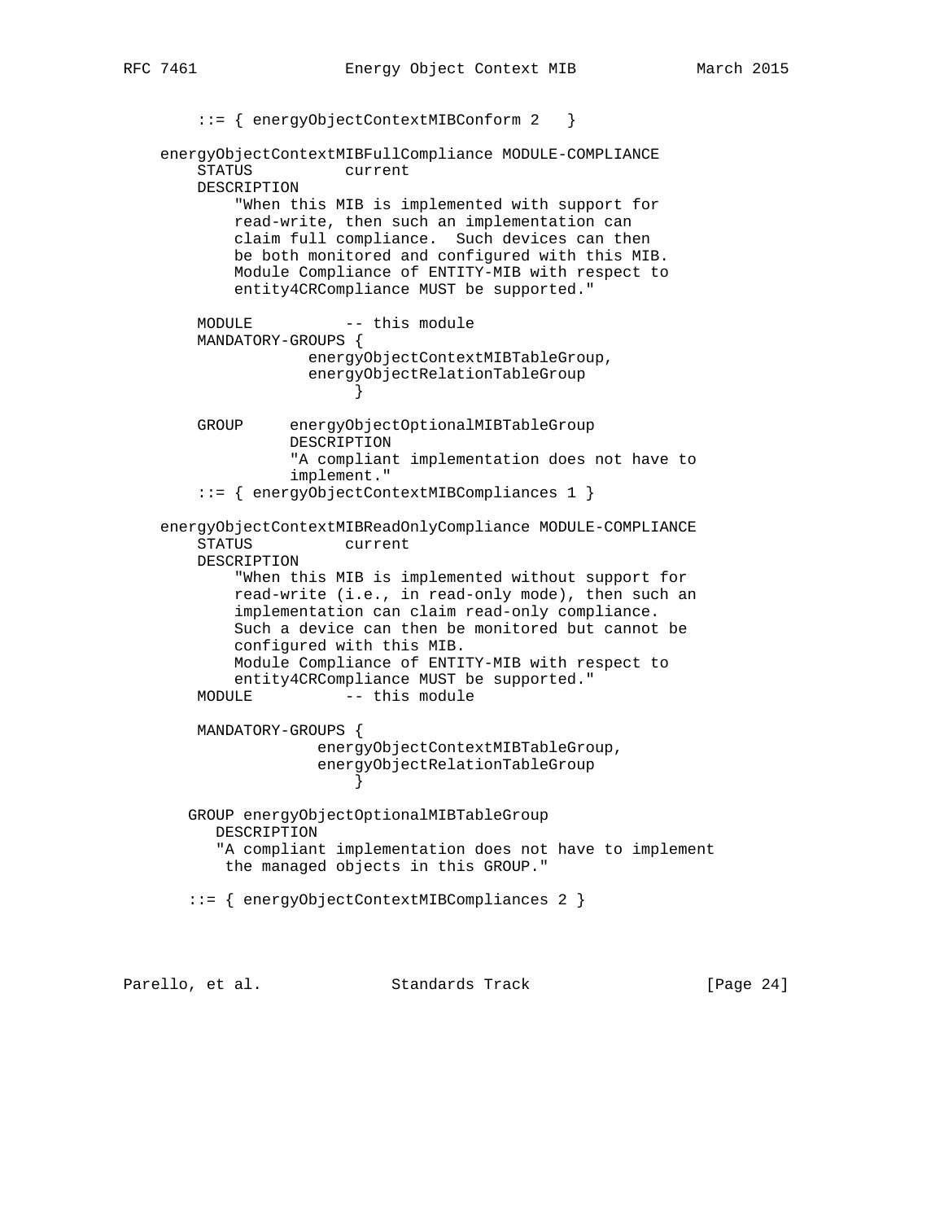```
        ::= { energyObjectContextMIBConform 2   }

    energyObjectContextMIBFullCompliance MODULE-COMPLIANCE
        STATUS          current
        DESCRIPTION
            "When this MIB is implemented with support for
            read-write, then such an implementation can
            claim full compliance.  Such devices can then
            be both monitored and configured with this MIB.
            Module Compliance of ENTITY-MIB with respect to
            entity4CRCompliance MUST be supported."

        MODULE          -- this module
        MANDATORY-GROUPS {
                    energyObjectContextMIBTableGroup,
                    energyObjectRelationTableGroup
                         }

        GROUP     energyObjectOptionalMIBTableGroup
                  DESCRIPTION
                  "A compliant implementation does not have to
                  implement."
        ::= { energyObjectContextMIBCompliances 1 }

    energyObjectContextMIBReadOnlyCompliance MODULE-COMPLIANCE
        STATUS          current
        DESCRIPTION
            "When this MIB is implemented without support for
            read-write (i.e., in read-only mode), then such an
            implementation can claim read-only compliance.
            Such a device can then be monitored but cannot be
            configured with this MIB.
            Module Compliance of ENTITY-MIB with respect to
            entity4CRCompliance MUST be supported."
        MODULE          -- this module

        MANDATORY-GROUPS {
                     energyObjectContextMIBTableGroup,
                     energyObjectRelationTableGroup
                         }

       GROUP energyObjectOptionalMIBTableGroup
          DESCRIPTION
          "A compliant implementation does not have to implement
           the managed objects in this GROUP."

       ::= { energyObjectContextMIBCompliances 2 }
```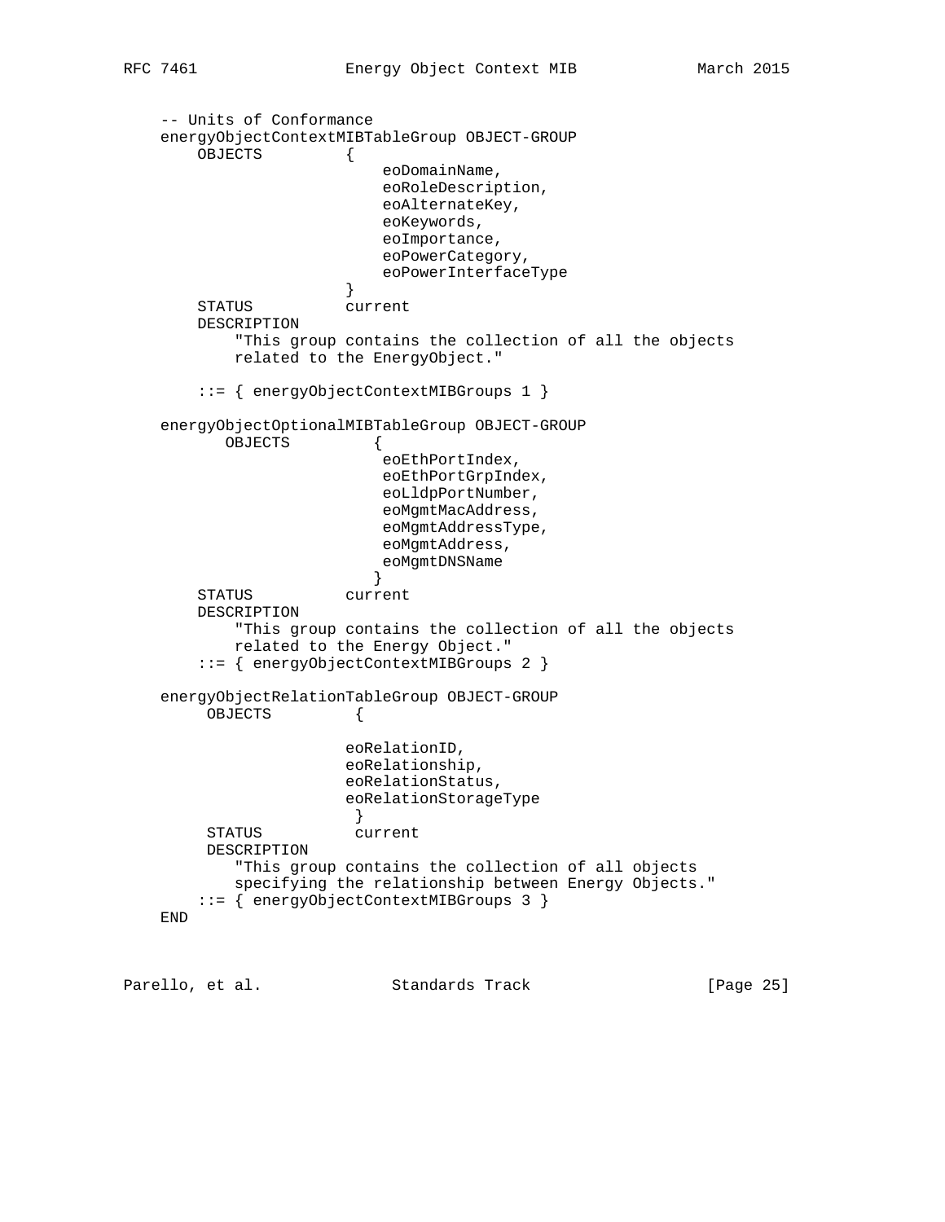```
    -- Units of Conformance
    energyObjectContextMIBTableGroup OBJECT-GROUP
        OBJECTS         {
                            eoDomainName,
                            eoRoleDescription,
                            eoAlternateKey,
                            eoKeywords,
                            eoImportance,
                            eoPowerCategory,
                            eoPowerInterfaceType
                        }
        STATUS          current
        DESCRIPTION
            "This group contains the collection of all the objects
            related to the EnergyObject."

        ::= { energyObjectContextMIBGroups 1 }

    energyObjectOptionalMIBTableGroup OBJECT-GROUP
           OBJECTS         {
                            eoEthPortIndex,
                            eoEthPortGrpIndex,
                            eoLldpPortNumber,
                            eoMgmtMacAddress,
                            eoMgmtAddressType,
                            eoMgmtAddress,
                            eoMgmtDNSName
                           }
        STATUS          current
        DESCRIPTION
            "This group contains the collection of all the objects
            related to the Energy Object."
        ::= { energyObjectContextMIBGroups 2 }

    energyObjectRelationTableGroup OBJECT-GROUP
         OBJECTS         {

                        eoRelationID,
                        eoRelationship,
                        eoRelationStatus,
                        eoRelationStorageType
                         }
         STATUS          current
         DESCRIPTION
            "This group contains the collection of all objects
            specifying the relationship between Energy Objects."
        ::= { energyObjectContextMIBGroups 3 }
    END
```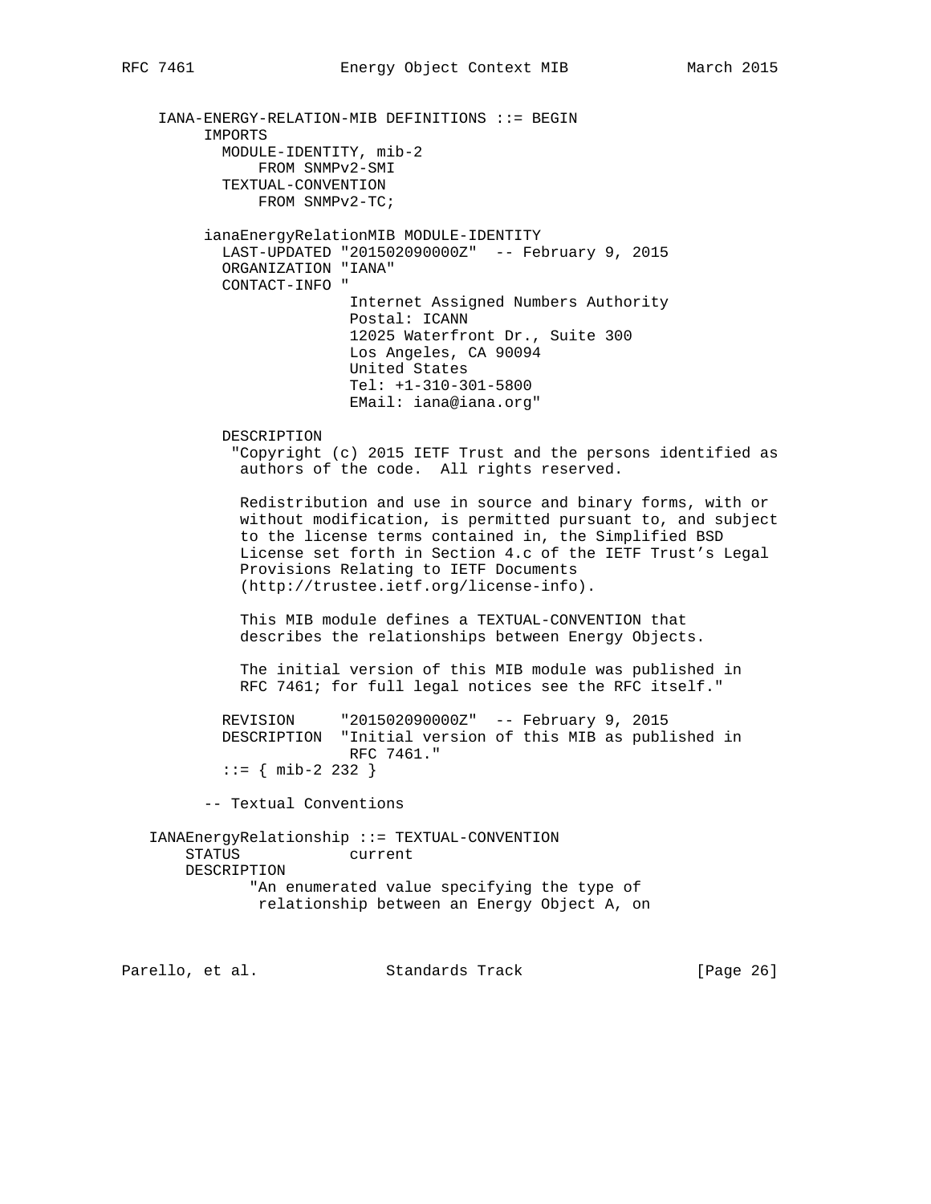```
     IANA-ENERGY-RELATION-MIB DEFINITIONS ::= BEGIN
          IMPORTS
            MODULE-IDENTITY, mib-2
                FROM SNMPv2-SMI
            TEXTUAL-CONVENTION
                FROM SNMPv2-TC;

          ianaEnergyRelationMIB MODULE-IDENTITY
            LAST-UPDATED "201502090000Z"  -- February 9, 2015
            ORGANIZATION "IANA"
            CONTACT-INFO "
                          Internet Assigned Numbers Authority
                          Postal: ICANN
                          12025 Waterfront Dr., Suite 300
                          Los Angeles, CA 90094
                          United States
                          Tel: +1-310-301-5800
                          EMail: iana@iana.org"

            DESCRIPTION
             "Copyright (c) 2015 IETF Trust and the persons identified as
              authors of the code.  All rights reserved.

              Redistribution and use in source and binary forms, with or
              without modification, is permitted pursuant to, and subject
              to the license terms contained in, the Simplified BSD
              License set forth in Section 4.c of the IETF Trust's Legal
              Provisions Relating to IETF Documents
              (http://trustee.ietf.org/license-info).

              This MIB module defines a TEXTUAL-CONVENTION that
              describes the relationships between Energy Objects.

              The initial version of this MIB module was published in
              RFC 7461; for full legal notices see the RFC itself."

            REVISION     "201502090000Z"  -- February 9, 2015
            DESCRIPTION  "Initial version of this MIB as published in
                          RFC 7461."
            ::= { mib-2 232 }

          -- Textual Conventions

    IANAEnergyRelationship ::= TEXTUAL-CONVENTION
        STATUS            current
        DESCRIPTION
              "An enumerated value specifying the type of
               relationship between an Energy Object A, on
```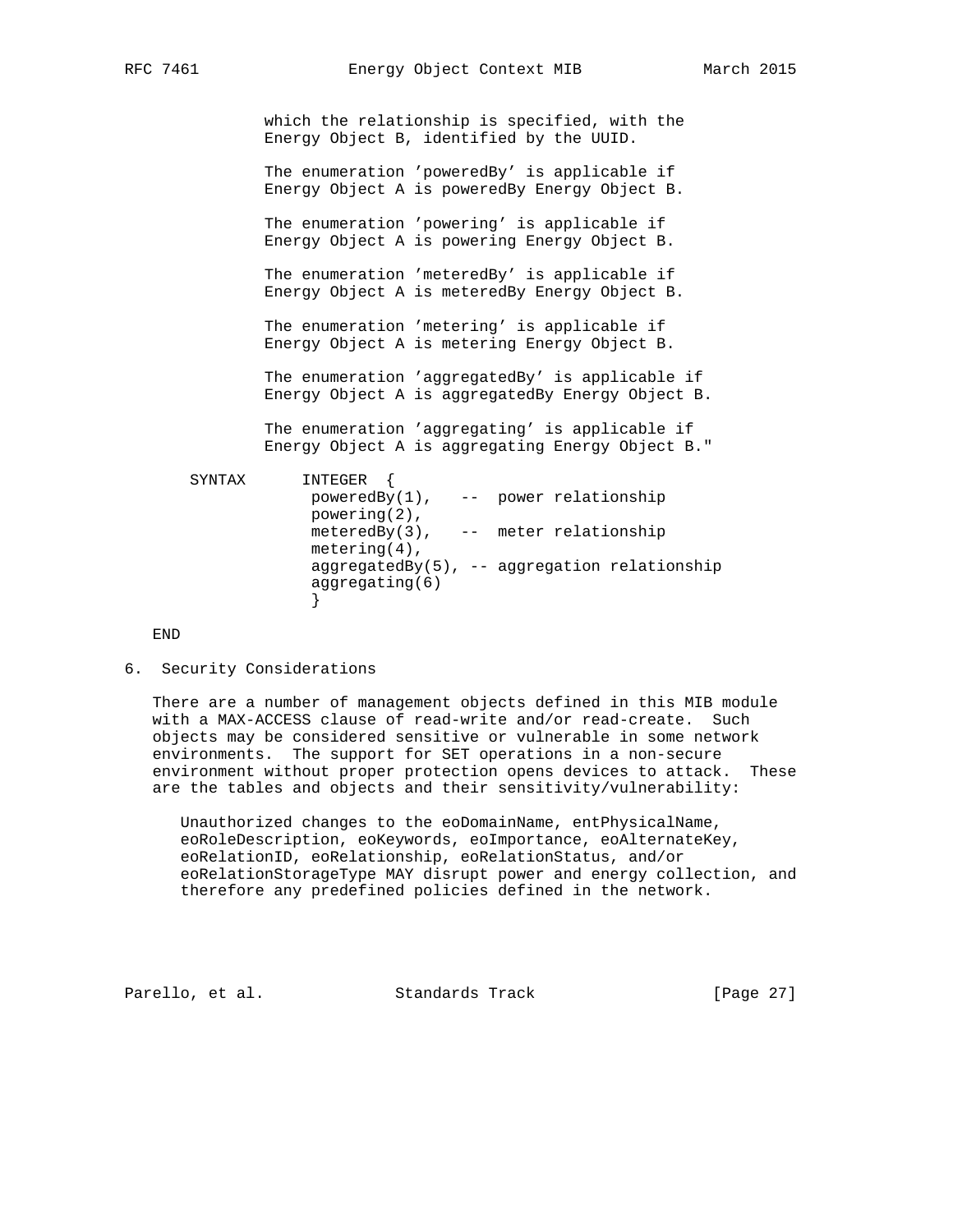```
              which the relationship is specified, with the
              Energy Object B, identified by the UUID.

              The enumeration 'poweredBy' is applicable if
              Energy Object A is poweredBy Energy Object B.

              The enumeration 'powering' is applicable if
              Energy Object A is powering Energy Object B.

              The enumeration 'meteredBy' is applicable if
              Energy Object A is meteredBy Energy Object B.

              The enumeration 'metering' is applicable if
              Energy Object A is metering Energy Object B.

              The enumeration 'aggregatedBy' is applicable if
              Energy Object A is aggregatedBy Energy Object B.

              The enumeration 'aggregating' is applicable if
              Energy Object A is aggregating Energy Object B."

      SYNTAX      INTEGER  {
                   poweredBy(1),   --  power relationship
                   powering(2),
                   meteredBy(3),   --  meter relationship
                   metering(4),
                   aggregatedBy(5), -- aggregation relationship
                   aggregating(6)
                   }

   END
```

## 6. Security Considerations

There are a number of management objects defined in this MIB module with a MAX-ACCESS clause of read-write and/or read-create. Such objects may be considered sensitive or vulnerable in some network environments. The support for SET operations in a non-secure environment without proper protection opens devices to attack. These are the tables and objects and their sensitivity/vulnerability:

Unauthorized changes to the eoDomainName, entPhysicalName, eoRoleDescription, eoKeywords, eoImportance, eoAlternateKey, eoRelationID, eoRelationship, eoRelationStatus, and/or eoRelationStorageType MAY disrupt power and energy collection, and therefore any predefined policies defined in the network.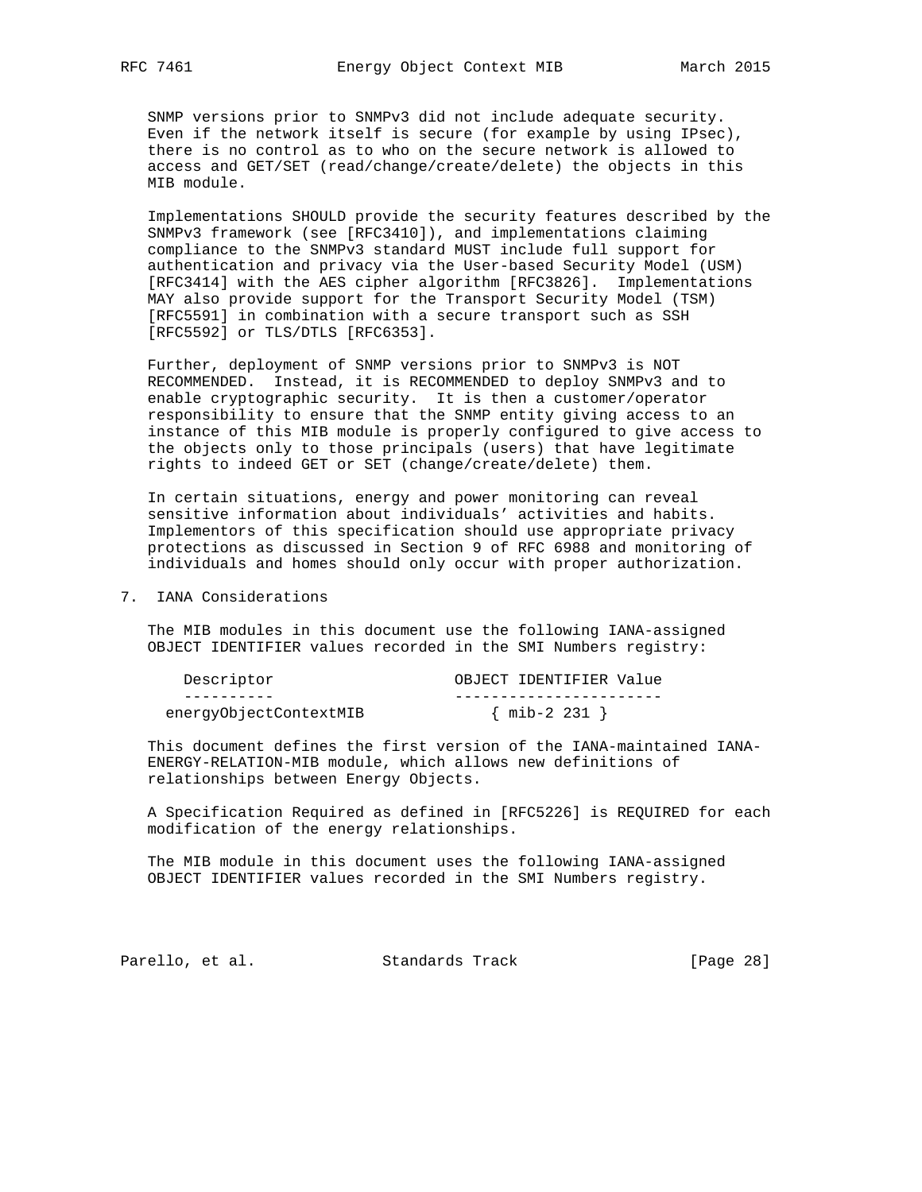SNMP versions prior to SNMPv3 did not include adequate security. Even if the network itself is secure (for example by using IPsec), there is no control as to who on the secure network is allowed to access and GET/SET (read/change/create/delete) the objects in this MIB module.

Implementations SHOULD provide the security features described by the SNMPv3 framework (see [RFC3410]), and implementations claiming compliance to the SNMPv3 standard MUST include full support for authentication and privacy via the User-based Security Model (USM) [RFC3414] with the AES cipher algorithm [RFC3826]. Implementations MAY also provide support for the Transport Security Model (TSM) [RFC5591] in combination with a secure transport such as SSH [RFC5592] or TLS/DTLS [RFC6353].

Further, deployment of SNMP versions prior to SNMPv3 is NOT RECOMMENDED. Instead, it is RECOMMENDED to deploy SNMPv3 and to enable cryptographic security. It is then a customer/operator responsibility to ensure that the SNMP entity giving access to an instance of this MIB module is properly configured to give access to the objects only to those principals (users) that have legitimate rights to indeed GET or SET (change/create/delete) them.

In certain situations, energy and power monitoring can reveal sensitive information about individuals' activities and habits. Implementors of this specification should use appropriate privacy protections as discussed in Section 9 of RFC 6988 and monitoring of individuals and homes should only occur with proper authorization.

## 7. IANA Considerations

The MIB modules in this document use the following IANA-assigned OBJECT IDENTIFIER values recorded in the SMI Numbers registry:

| Descriptor | OBJECT IDENTIFIER Value |
|---|---|
| energyObjectContextMIB | { mib-2 231 } |

This document defines the first version of the IANA-maintained IANA-ENERGY-RELATION-MIB module, which allows new definitions of relationships between Energy Objects.

A Specification Required as defined in [RFC5226] is REQUIRED for each modification of the energy relationships.

The MIB module in this document uses the following IANA-assigned OBJECT IDENTIFIER values recorded in the SMI Numbers registry.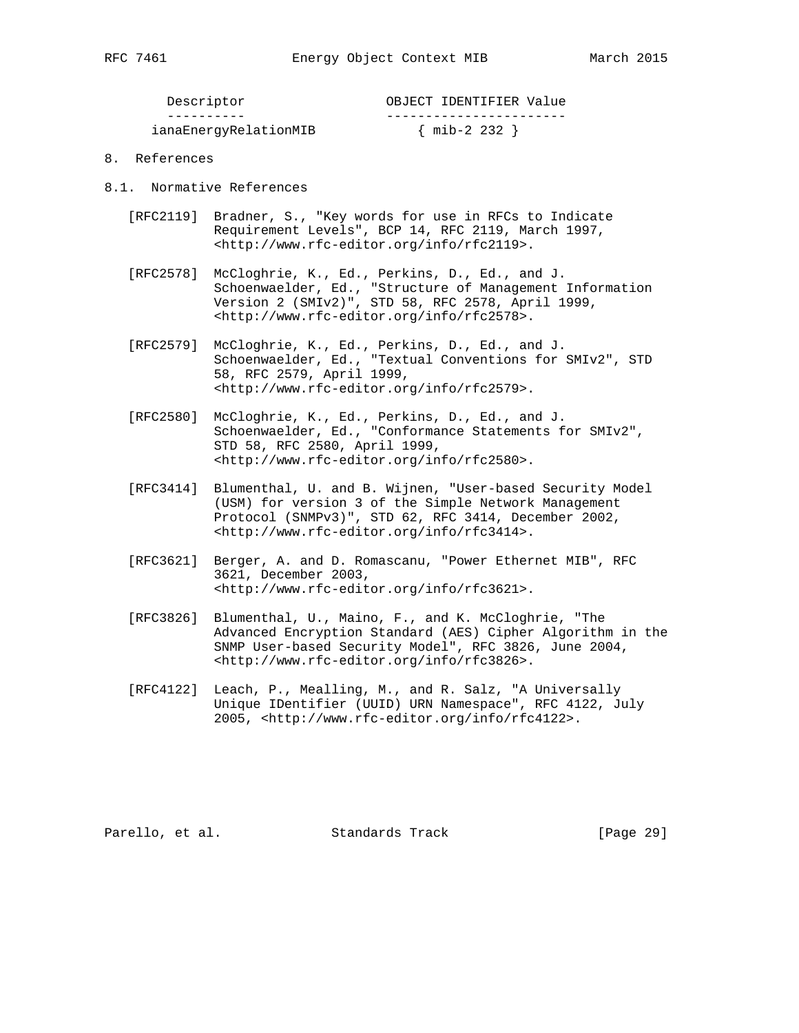| Descriptor | OBJECT IDENTIFIER Value |
| --- | --- |
| ianaEnergyRelationMIB | { mib-2 232 } |

# 8. References

## 8.1. Normative References

[RFC2119] Bradner, S., "Key words for use in RFCs to Indicate Requirement Levels", BCP 14, RFC 2119, March 1997, <http://www.rfc-editor.org/info/rfc2119>.

[RFC2578] McCloghrie, K., Ed., Perkins, D., Ed., and J. Schoenwaelder, Ed., "Structure of Management Information Version 2 (SMIv2)", STD 58, RFC 2578, April 1999, <http://www.rfc-editor.org/info/rfc2578>.

[RFC2579] McCloghrie, K., Ed., Perkins, D., Ed., and J. Schoenwaelder, Ed., "Textual Conventions for SMIv2", STD 58, RFC 2579, April 1999, <http://www.rfc-editor.org/info/rfc2579>.

[RFC2580] McCloghrie, K., Ed., Perkins, D., Ed., and J. Schoenwaelder, Ed., "Conformance Statements for SMIv2", STD 58, RFC 2580, April 1999, <http://www.rfc-editor.org/info/rfc2580>.

[RFC3414] Blumenthal, U. and B. Wijnen, "User-based Security Model (USM) for version 3 of the Simple Network Management Protocol (SNMPv3)", STD 62, RFC 3414, December 2002, <http://www.rfc-editor.org/info/rfc3414>.

[RFC3621] Berger, A. and D. Romascanu, "Power Ethernet MIB", RFC 3621, December 2003, <http://www.rfc-editor.org/info/rfc3621>.

[RFC3826] Blumenthal, U., Maino, F., and K. McCloghrie, "The Advanced Encryption Standard (AES) Cipher Algorithm in the SNMP User-based Security Model", RFC 3826, June 2004, <http://www.rfc-editor.org/info/rfc3826>.

[RFC4122] Leach, P., Mealling, M., and R. Salz, "A Universally Unique IDentifier (UUID) URN Namespace", RFC 4122, July 2005, <http://www.rfc-editor.org/info/rfc4122>.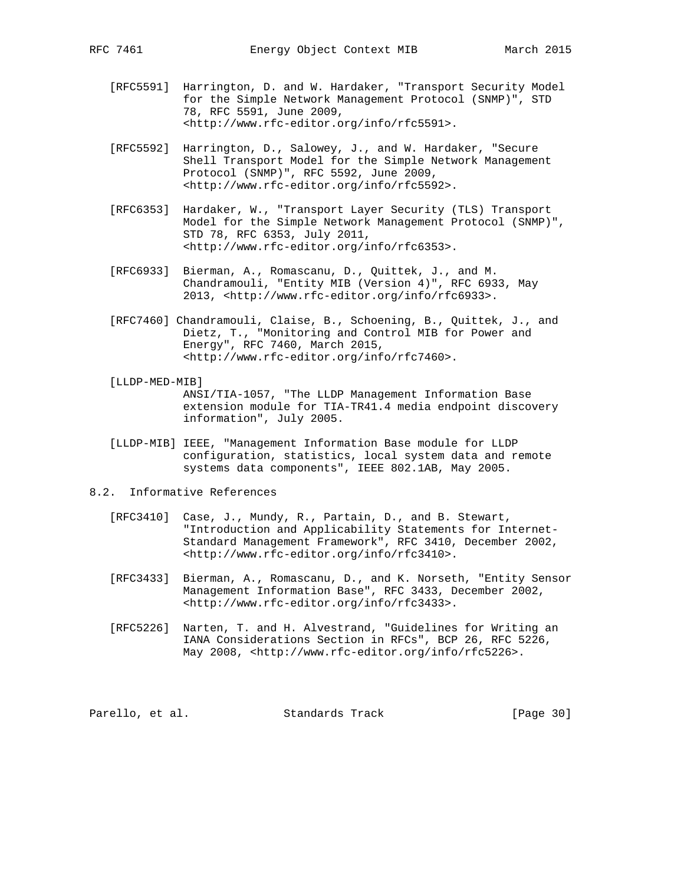[RFC5591] Harrington, D. and W. Hardaker, "Transport Security Model for the Simple Network Management Protocol (SNMP)", STD 78, RFC 5591, June 2009, <http://www.rfc-editor.org/info/rfc5591>.

[RFC5592] Harrington, D., Salowey, J., and W. Hardaker, "Secure Shell Transport Model for the Simple Network Management Protocol (SNMP)", RFC 5592, June 2009, <http://www.rfc-editor.org/info/rfc5592>.

[RFC6353] Hardaker, W., "Transport Layer Security (TLS) Transport Model for the Simple Network Management Protocol (SNMP)", STD 78, RFC 6353, July 2011, <http://www.rfc-editor.org/info/rfc6353>.

[RFC6933] Bierman, A., Romascanu, D., Quittek, J., and M. Chandramouli, "Entity MIB (Version 4)", RFC 6933, May 2013, <http://www.rfc-editor.org/info/rfc6933>.

[RFC7460] Chandramouli, Claise, B., Schoening, B., Quittek, J., and Dietz, T., "Monitoring and Control MIB for Power and Energy", RFC 7460, March 2015, <http://www.rfc-editor.org/info/rfc7460>.

[LLDP-MED-MIB] ANSI/TIA-1057, "The LLDP Management Information Base extension module for TIA-TR41.4 media endpoint discovery information", July 2005.

[LLDP-MIB] IEEE, "Management Information Base module for LLDP configuration, statistics, local system data and remote systems data components", IEEE 802.1AB, May 2005.

## 8.2. Informative References

[RFC3410] Case, J., Mundy, R., Partain, D., and B. Stewart, "Introduction and Applicability Statements for Internet-Standard Management Framework", RFC 3410, December 2002, <http://www.rfc-editor.org/info/rfc3410>.

[RFC3433] Bierman, A., Romascanu, D., and K. Norseth, "Entity Sensor Management Information Base", RFC 3433, December 2002, <http://www.rfc-editor.org/info/rfc3433>.

[RFC5226] Narten, T. and H. Alvestrand, "Guidelines for Writing an IANA Considerations Section in RFCs", BCP 26, RFC 5226, May 2008, <http://www.rfc-editor.org/info/rfc5226>.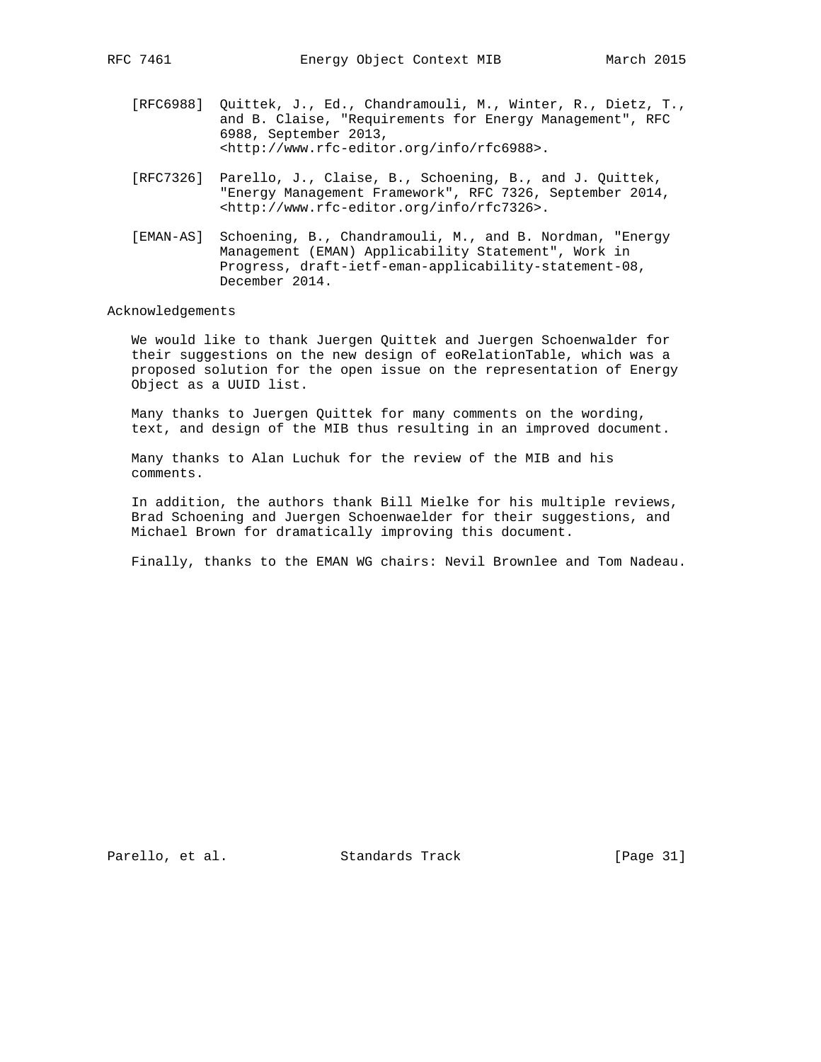[RFC6988] Quittek, J., Ed., Chandramouli, M., Winter, R., Dietz, T., and B. Claise, "Requirements for Energy Management", RFC 6988, September 2013, <http://www.rfc-editor.org/info/rfc6988>.

[RFC7326] Parello, J., Claise, B., Schoening, B., and J. Quittek, "Energy Management Framework", RFC 7326, September 2014, <http://www.rfc-editor.org/info/rfc7326>.

[EMAN-AS] Schoening, B., Chandramouli, M., and B. Nordman, "Energy Management (EMAN) Applicability Statement", Work in Progress, draft-ietf-eman-applicability-statement-08, December 2014.

## Acknowledgements

We would like to thank Juergen Quittek and Juergen Schoenwalder for their suggestions on the new design of eoRelationTable, which was a proposed solution for the open issue on the representation of Energy Object as a UUID list.

Many thanks to Juergen Quittek for many comments on the wording, text, and design of the MIB thus resulting in an improved document.

Many thanks to Alan Luchuk for the review of the MIB and his comments.

In addition, the authors thank Bill Mielke for his multiple reviews, Brad Schoening and Juergen Schoenwaelder for their suggestions, and Michael Brown for dramatically improving this document.

Finally, thanks to the EMAN WG chairs: Nevil Brownlee and Tom Nadeau.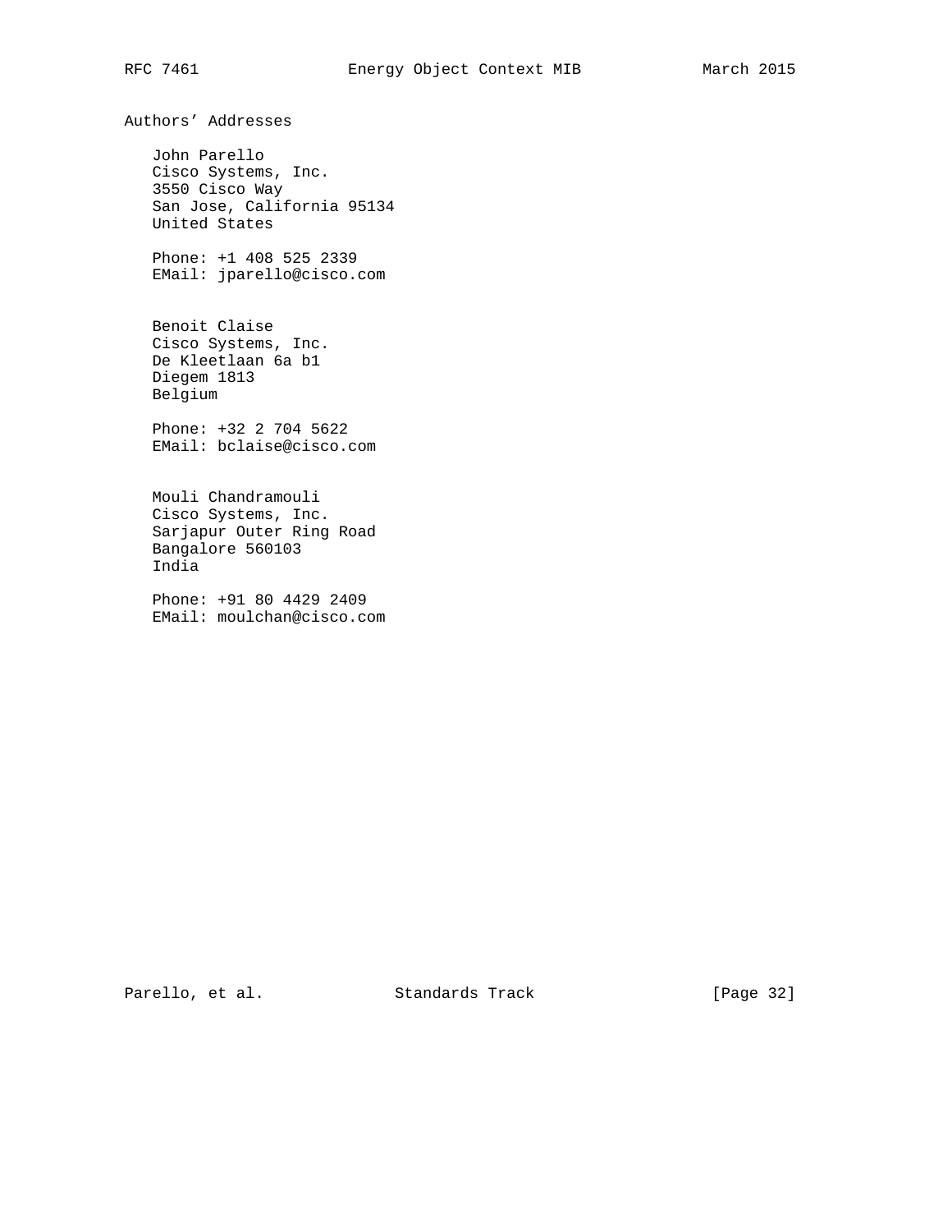## Authors' Addresses

John Parello
Cisco Systems, Inc.
3550 Cisco Way
San Jose, California 95134
United States

Phone: +1 408 525 2339
EMail: jparello@cisco.com

Benoit Claise
Cisco Systems, Inc.
De Kleetlaan 6a b1
Diegem 1813
Belgium

Phone: +32 2 704 5622
EMail: bclaise@cisco.com

Mouli Chandramouli
Cisco Systems, Inc.
Sarjapur Outer Ring Road
Bangalore 560103
India

Phone: +91 80 4429 2409
EMail: moulchan@cisco.com